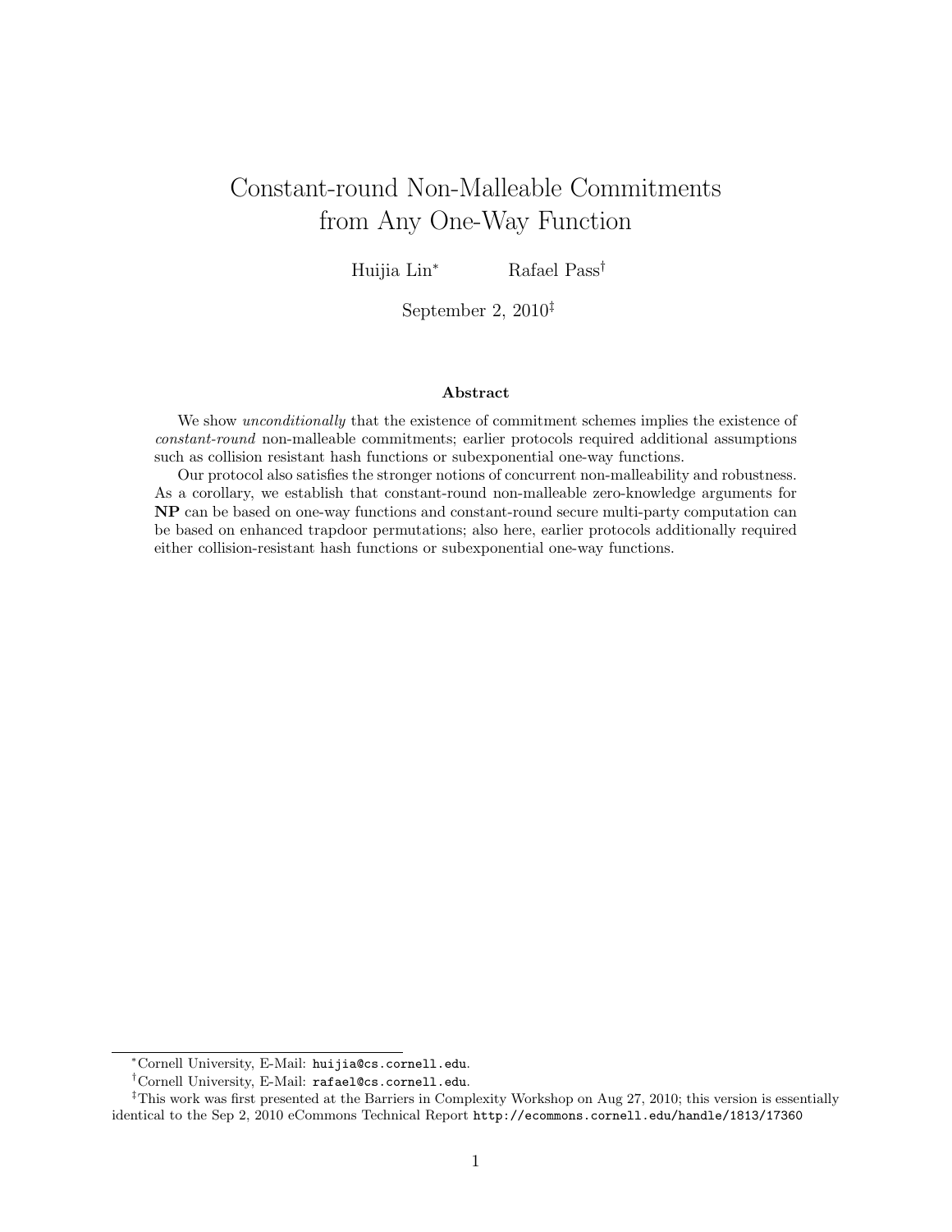# Constant-round Non-Malleable Commitments from Any One-Way Function

Huijia Lin[*] Rafael Pass[†]

September 2, 2010[‡]

### Abstract

We show *unconditionally* that the existence of commitment schemes implies the existence of *constant-round* non-malleable commitments; earlier protocols required additional assumptions such as collision resistant hash functions or subexponential one-way functions.

Our protocol also satisfies the stronger notions of concurrent non-malleability and robustness. As a corollary, we establish that constant-round non-malleable zero-knowledge arguments for **NP** can be based on one-way functions and constant-round secure multi-party computation can be based on enhanced trapdoor permutations; also here, earlier protocols additionally required either collision-resistant hash functions or subexponential one-way functions.

---

[*] Cornell University, E-Mail: `huijia@cs.cornell.edu`.

[†] Cornell University, E-Mail: `rafael@cs.cornell.edu`.

[‡] This work was first presented at the Barriers in Complexity Workshop on Aug 27, 2010; this version is essentially identical to the Sep 2, 2010 eCommons Technical Report `http://ecommons.cornell.edu/handle/1813/17360`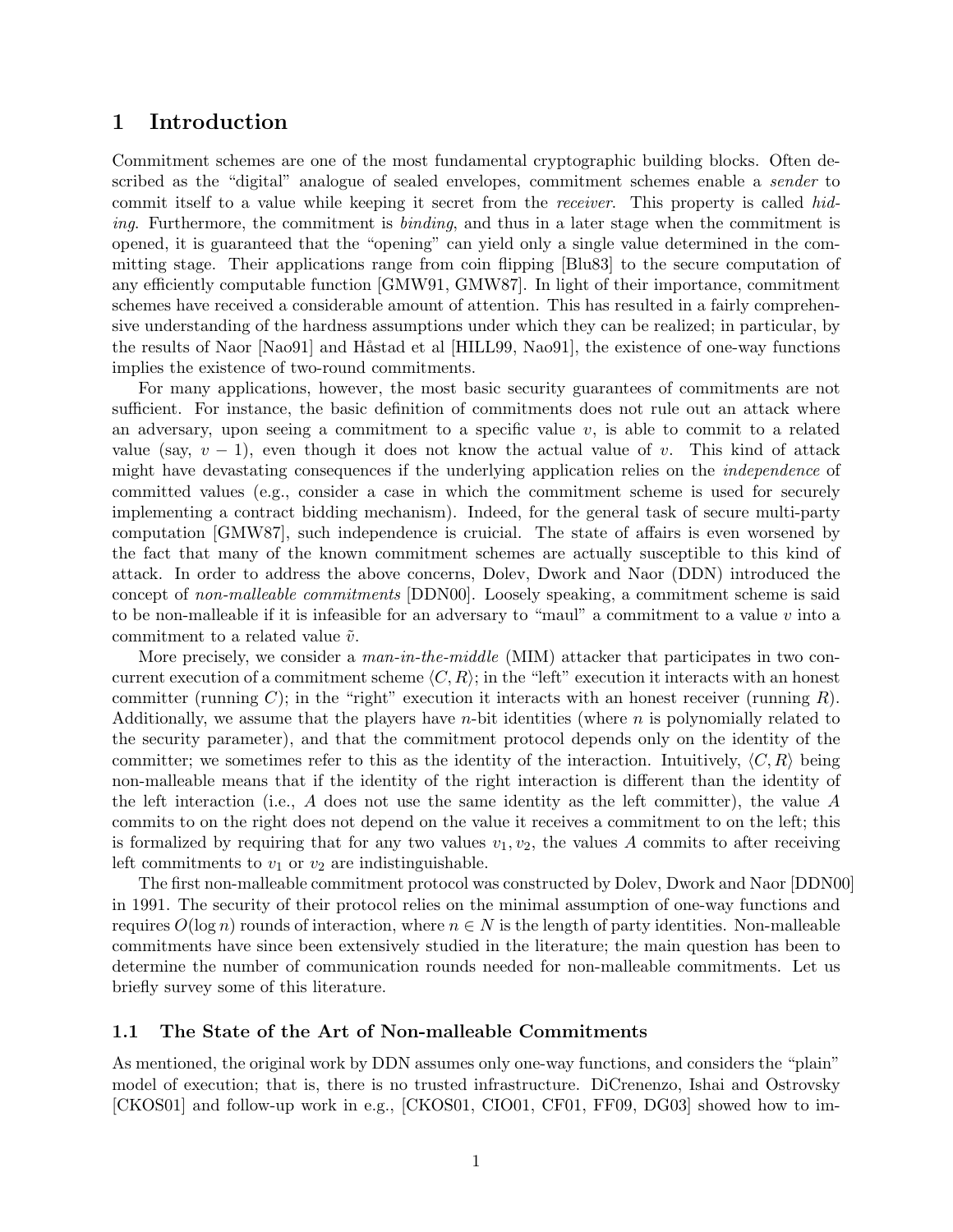# 1 Introduction

Commitment schemes are one of the most fundamental cryptographic building blocks. Often described as the "digital" analogue of sealed envelopes, commitment schemes enable a *sender* to commit itself to a value while keeping it secret from the *receiver*. This property is called *hiding*. Furthermore, the commitment is *binding*, and thus in a later stage when the commitment is opened, it is guaranteed that the "opening" can yield only a single value determined in the committing stage. Their applications range from coin flipping [Blu83] to the secure computation of any efficiently computable function [GMW91, GMW87]. In light of their importance, commitment schemes have received a considerable amount of attention. This has resulted in a fairly comprehensive understanding of the hardness assumptions under which they can be realized; in particular, by the results of Naor [Nao91] and Håstad et al [HILL99, Nao91], the existence of one-way functions implies the existence of two-round commitments.

For many applications, however, the most basic security guarantees of commitments are not sufficient. For instance, the basic definition of commitments does not rule out an attack where an adversary, upon seeing a commitment to a specific value $v$, is able to commit to a related value (say, $v - 1$), even though it does not know the actual value of $v$. This kind of attack might have devastating consequences if the underlying application relies on the *independence* of committed values (e.g., consider a case in which the commitment scheme is used for securely implementing a contract bidding mechanism). Indeed, for the general task of secure multi-party computation [GMW87], such independence is cruicial. The state of affairs is even worsened by the fact that many of the known commitment schemes are actually susceptible to this kind of attack. In order to address the above concerns, Dolev, Dwork and Naor (DDN) introduced the concept of *non-malleable commitments* [DDN00]. Loosely speaking, a commitment scheme is said to be non-malleable if it is infeasible for an adversary to "maul" a commitment to a value $v$ into a commitment to a related value $\tilde{v}$.

More precisely, we consider a *man-in-the-middle* (MIM) attacker that participates in two concurrent execution of a commitment scheme $\langle C, R \rangle$; in the "left" execution it interacts with an honest committer (running $C$); in the "right" execution it interacts with an honest receiver (running $R$). Additionally, we assume that the players have $n$-bit identities (where $n$ is polynomially related to the security parameter), and that the commitment protocol depends only on the identity of the committer; we sometimes refer to this as the identity of the interaction. Intuitively, $\langle C, R \rangle$ being non-malleable means that if the identity of the right interaction is different than the identity of the left interaction (i.e., $A$ does not use the same identity as the left committer), the value $A$ commits to on the right does not depend on the value it receives a commitment to on the left; this is formalized by requiring that for any two values $v_1, v_2$, the values $A$ commits to after receiving left commitments to $v_1$ or $v_2$ are indistinguishable.

The first non-malleable commitment protocol was constructed by Dolev, Dwork and Naor [DDN00] in 1991. The security of their protocol relies on the minimal assumption of one-way functions and requires $O(\log n)$ rounds of interaction, where $n \in N$ is the length of party identities. Non-malleable commitments have since been extensively studied in the literature; the main question has been to determine the number of communication rounds needed for non-malleable commitments. Let us briefly survey some of this literature.

## 1.1 The State of the Art of Non-malleable Commitments

As mentioned, the original work by DDN assumes only one-way functions, and considers the "plain" model of execution; that is, there is no trusted infrastructure. DiCrenenzo, Ishai and Ostrovsky [CKOS01] and follow-up work in e.g., [CKOS01, CIO01, CF01, FF09, DG03] showed how to im-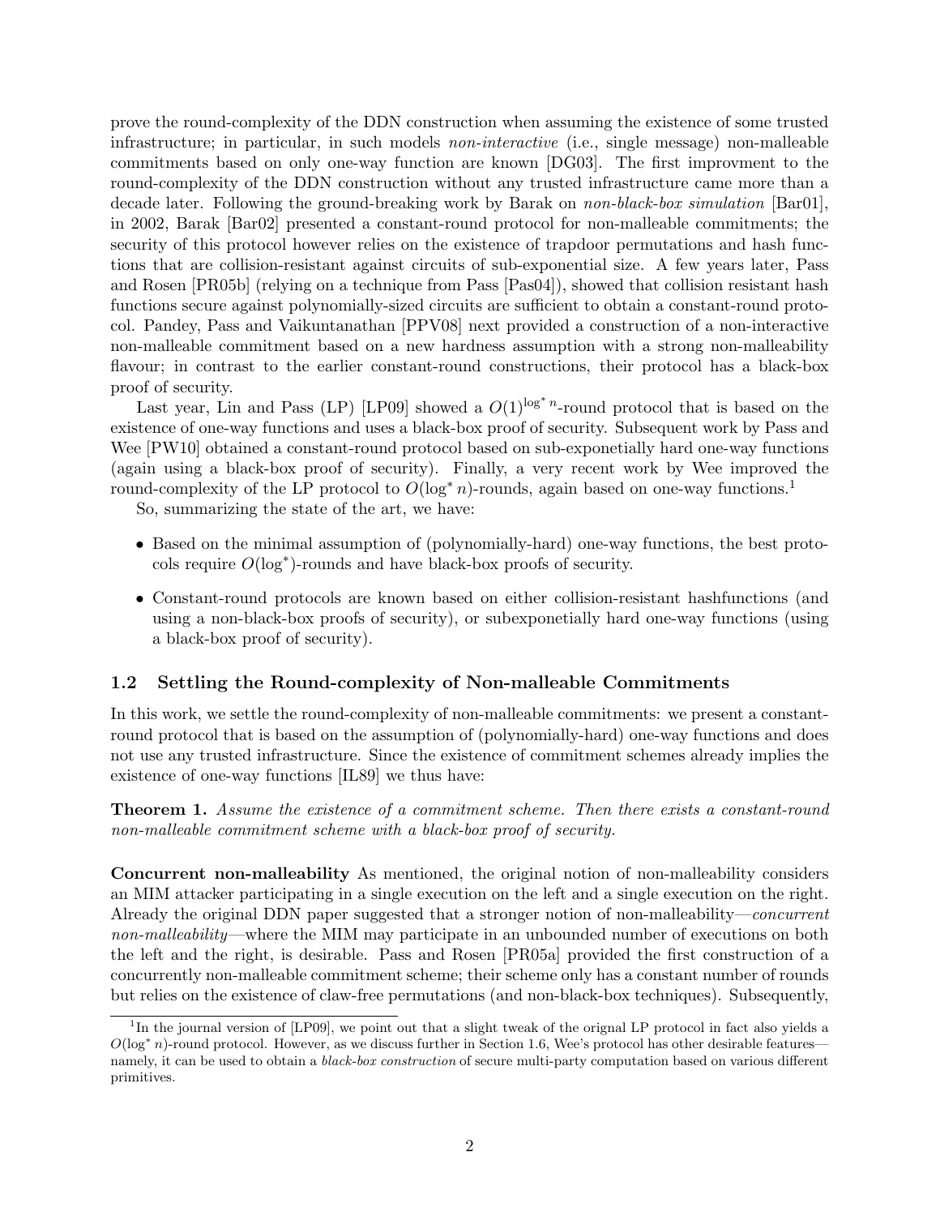prove the round-complexity of the DDN construction when assuming the existence of some trusted infrastructure; in particular, in such models *non-interactive* (i.e., single message) non-malleable commitments based on only one-way function are known [DG03]. The first improvment to the round-complexity of the DDN construction without any trusted infrastructure came more than a decade later. Following the ground-breaking work by Barak on *non-black-box simulation* [Bar01], in 2002, Barak [Bar02] presented a constant-round protocol for non-malleable commitments; the security of this protocol however relies on the existence of trapdoor permutations and hash functions that are collision-resistant against circuits of sub-exponential size. A few years later, Pass and Rosen [PR05b] (relying on a technique from Pass [Pas04]), showed that collision resistant hash functions secure against polynomially-sized circuits are sufficient to obtain a constant-round protocol. Pandey, Pass and Vaikuntanathan [PPV08] next provided a construction of a non-interactive non-malleable commitment based on a new hardness assumption with a strong non-malleability flavour; in contrast to the earlier constant-round constructions, their protocol has a black-box proof of security.

Last year, Lin and Pass (LP) [LP09] showed a $O(1)^{\log^* n}$-round protocol that is based on the existence of one-way functions and uses a black-box proof of security. Subsequent work by Pass and Wee [PW10] obtained a constant-round protocol based on sub-exponetially hard one-way functions (again using a black-box proof of security). Finally, a very recent work by Wee improved the round-complexity of the LP protocol to $O(\log^* n)$-rounds, again based on one-way functions.[1]

So, summarizing the state of the art, we have:

- Based on the minimal assumption of (polynomially-hard) one-way functions, the best protocols require $O(\log^*)$-rounds and have black-box proofs of security.
- Constant-round protocols are known based on either collision-resistant hashfunctions (and using a non-black-box proofs of security), or subexponetially hard one-way functions (using a black-box proof of security).

## 1.2 Settling the Round-complexity of Non-malleable Commitments

In this work, we settle the round-complexity of non-malleable commitments: we present a constant-round protocol that is based on the assumption of (polynomially-hard) one-way functions and does not use any trusted infrastructure. Since the existence of commitment schemes already implies the existence of one-way functions [IL89] we thus have:

**Theorem 1.** *Assume the existence of a commitment scheme. Then there exists a constant-round non-malleable commitment scheme with a black-box proof of security.*

**Concurrent non-malleability** As mentioned, the original notion of non-malleability considers an MIM attacker participating in a single execution on the left and a single execution on the right. Already the original DDN paper suggested that a stronger notion of non-malleability—*concurrent non-malleability*—where the MIM may participate in an unbounded number of executions on both the left and the right, is desirable. Pass and Rosen [PR05a] provided the first construction of a concurrently non-malleable commitment scheme; their scheme only has a constant number of rounds but relies on the existence of claw-free permutations (and non-black-box techniques). Subsequently,

[1] In the journal version of [LP09], we point out that a slight tweak of the orignal LP protocol in fact also yields a $O(\log^* n)$-round protocol. However, as we discuss further in Section 1.6, Wee's protocol has other desirable features—namely, it can be used to obtain a *black-box construction* of secure multi-party computation based on various different primitives.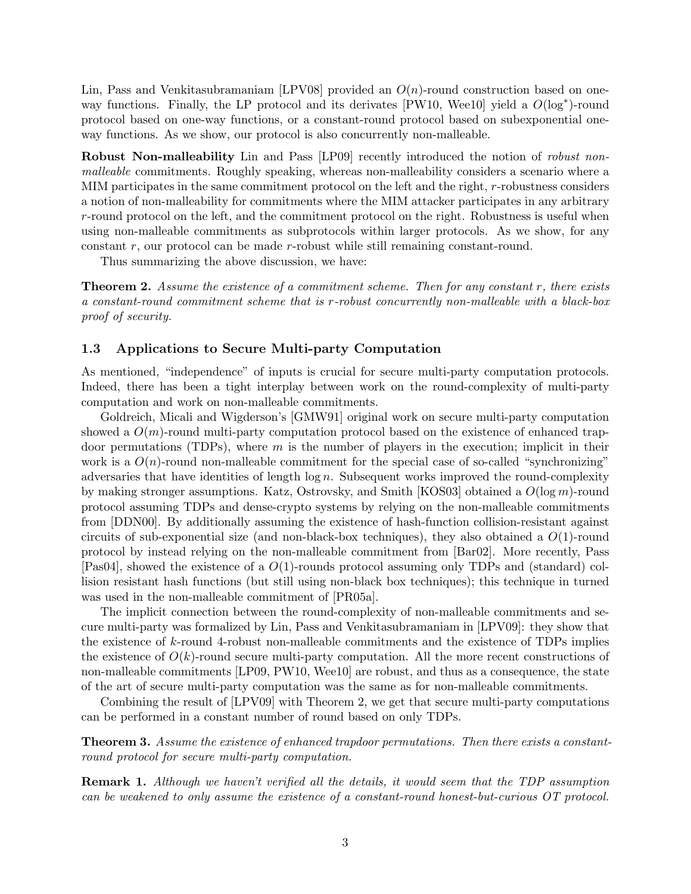Lin, Pass and Venkitasubramaniam [LPV08] provided an $O(n)$-round construction based on one-way functions. Finally, the LP protocol and its derivates [PW10, Wee10] yield a $O(\log^*)$-round protocol based on one-way functions, or a constant-round protocol based on subexponential one-way functions. As we show, our protocol is also concurrently non-malleable.

**Robust Non-malleability** Lin and Pass [LP09] recently introduced the notion of *robust non-malleable* commitments. Roughly speaking, whereas non-malleability considers a scenario where a MIM participates in the same commitment protocol on the left and the right, $r$-robustness considers a notion of non-malleability for commitments where the MIM attacker participates in any arbitrary $r$-round protocol on the left, and the commitment protocol on the right. Robustness is useful when using non-malleable commitments as subprotocols within larger protocols. As we show, for any constant $r$, our protocol can be made $r$-robust while still remaining constant-round.

Thus summarizing the above discussion, we have:

**Theorem 2.** *Assume the existence of a commitment scheme. Then for any constant $r$, there exists a constant-round commitment scheme that is $r$-robust concurrently non-malleable with a black-box proof of security.*

### 1.3 Applications to Secure Multi-party Computation

As mentioned, "independence" of inputs is crucial for secure multi-party computation protocols. Indeed, there has been a tight interplay between work on the round-complexity of multi-party computation and work on non-malleable commitments.

Goldreich, Micali and Wigderson's [GMW91] original work on secure multi-party computation showed a $O(m)$-round multi-party computation protocol based on the existence of enhanced trapdoor permutations (TDPs), where $m$ is the number of players in the execution; implicit in their work is a $O(n)$-round non-malleable commitment for the special case of so-called "synchronizing" adversaries that have identities of length $\log n$. Subsequent works improved the round-complexity by making stronger assumptions. Katz, Ostrovsky, and Smith [KOS03] obtained a $O(\log m)$-round protocol assuming TDPs and dense-crypto systems by relying on the non-malleable commitments from [DDN00]. By additionally assuming the existence of hash-function collision-resistant against circuits of sub-exponential size (and non-black-box techniques), they also obtained a $O(1)$-round protocol by instead relying on the non-malleable commitment from [Bar02]. More recently, Pass [Pas04], showed the existence of a $O(1)$-rounds protocol assuming only TDPs and (standard) collision resistant hash functions (but still using non-black box techniques); this technique in turned was used in the non-malleable commitment of [PR05a].

The implicit connection between the round-complexity of non-malleable commitments and secure multi-party was formalized by Lin, Pass and Venkitasubramaniam in [LPV09]: they show that the existence of $k$-round 4-robust non-malleable commitments and the existence of TDPs implies the existence of $O(k)$-round secure multi-party computation. All the more recent constructions of non-malleable commitments [LP09, PW10, Wee10] are robust, and thus as a consequence, the state of the art of secure multi-party computation was the same as for non-malleable commitments.

Combining the result of [LPV09] with Theorem 2, we get that secure multi-party computations can be performed in a constant number of round based on only TDPs.

**Theorem 3.** *Assume the existence of enhanced trapdoor permutations. Then there exists a constant-round protocol for secure multi-party computation.*

**Remark 1.** *Although we haven't verified all the details, it would seem that the TDP assumption can be weakened to only assume the existence of a constant-round honest-but-curious OT protocol.*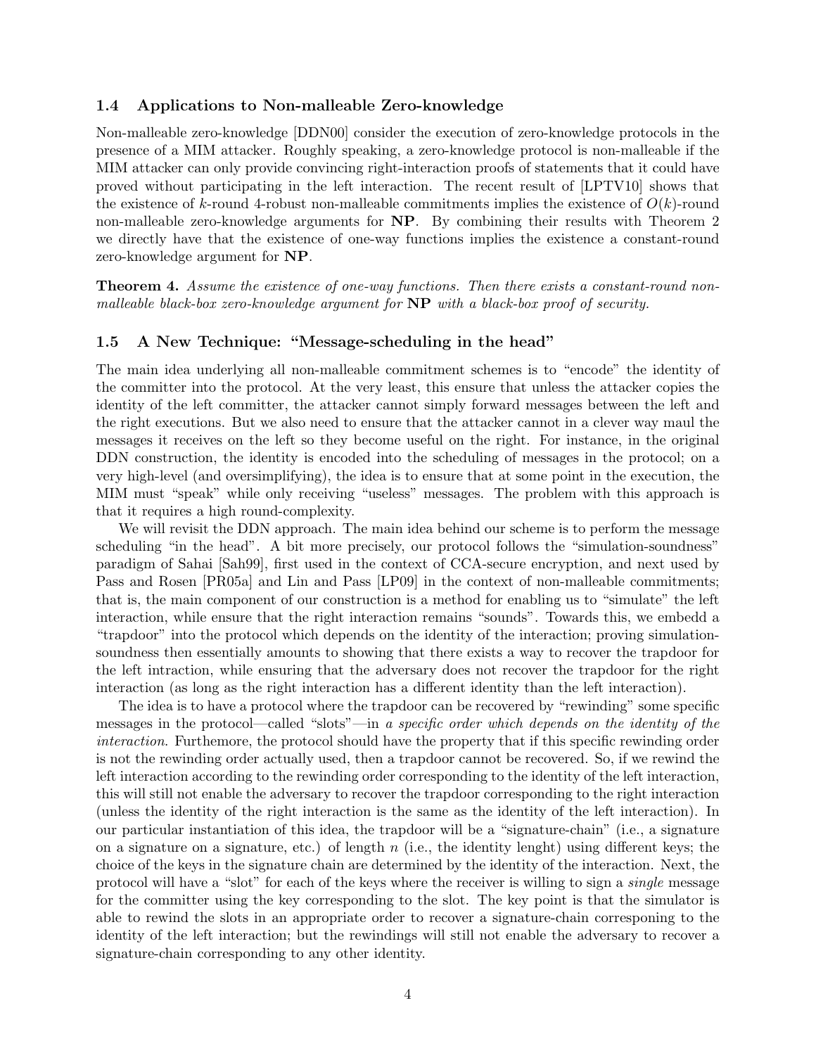### 1.4 Applications to Non-malleable Zero-knowledge

Non-malleable zero-knowledge [DDN00] consider the execution of zero-knowledge protocols in the presence of a MIM attacker. Roughly speaking, a zero-knowledge protocol is non-malleable if the MIM attacker can only provide convincing right-interaction proofs of statements that it could have proved without participating in the left interaction. The recent result of [LPTV10] shows that the existence of $k$-round 4-robust non-malleable commitments implies the existence of $O(k)$-round non-malleable zero-knowledge arguments for **NP**. By combining their results with Theorem 2 we directly have that the existence of one-way functions implies the existence a constant-round zero-knowledge argument for **NP**.

**Theorem 4.** *Assume the existence of one-way functions. Then there exists a constant-round non-malleable black-box zero-knowledge argument for* **NP** *with a black-box proof of security.*

### 1.5 A New Technique: "Message-scheduling in the head"

The main idea underlying all non-malleable commitment schemes is to "encode" the identity of the committer into the protocol. At the very least, this ensure that unless the attacker copies the identity of the left committer, the attacker cannot simply forward messages between the left and the right executions. But we also need to ensure that the attacker cannot in a clever way maul the messages it receives on the left so they become useful on the right. For instance, in the original DDN construction, the identity is encoded into the scheduling of messages in the protocol; on a very high-level (and oversimplifying), the idea is to ensure that at some point in the execution, the MIM must "speak" while only receiving "useless" messages. The problem with this approach is that it requires a high round-complexity.

We will revisit the DDN approach. The main idea behind our scheme is to perform the message scheduling "in the head". A bit more precisely, our protocol follows the "simulation-soundness" paradigm of Sahai [Sah99], first used in the context of CCA-secure encryption, and next used by Pass and Rosen [PR05a] and Lin and Pass [LP09] in the context of non-malleable commitments; that is, the main component of our construction is a method for enabling us to "simulate" the left interaction, while ensure that the right interaction remains "sounds". Towards this, we embedd a "trapdoor" into the protocol which depends on the identity of the interaction; proving simulation-soundness then essentially amounts to showing that there exists a way to recover the trapdoor for the left intraction, while ensuring that the adversary does not recover the trapdoor for the right interaction (as long as the right interaction has a different identity than the left interaction).

The idea is to have a protocol where the trapdoor can be recovered by "rewinding" some specific messages in the protocol—called "slots"—in *a specific order which depends on the identity of the interaction.* Furthemore, the protocol should have the property that if this specific rewinding order is not the rewinding order actually used, then a trapdoor cannot be recovered. So, if we rewind the left interaction according to the rewinding order corresponding to the identity of the left interaction, this will still not enable the adversary to recover the trapdoor corresponding to the right interaction (unless the identity of the right interaction is the same as the identity of the left interaction). In our particular instantiation of this idea, the trapdoor will be a "signature-chain" (i.e., a signature on a signature on a signature, etc.) of length $n$ (i.e., the identity lenght) using different keys; the choice of the keys in the signature chain are determined by the identity of the interaction. Next, the protocol will have a "slot" for each of the keys where the receiver is willing to sign a *single* message for the committer using the key corresponding to the slot. The key point is that the simulator is able to rewind the slots in an appropriate order to recover a signature-chain corresponing to the identity of the left interaction; but the rewindings will still not enable the adversary to recover a signature-chain corresponding to any other identity.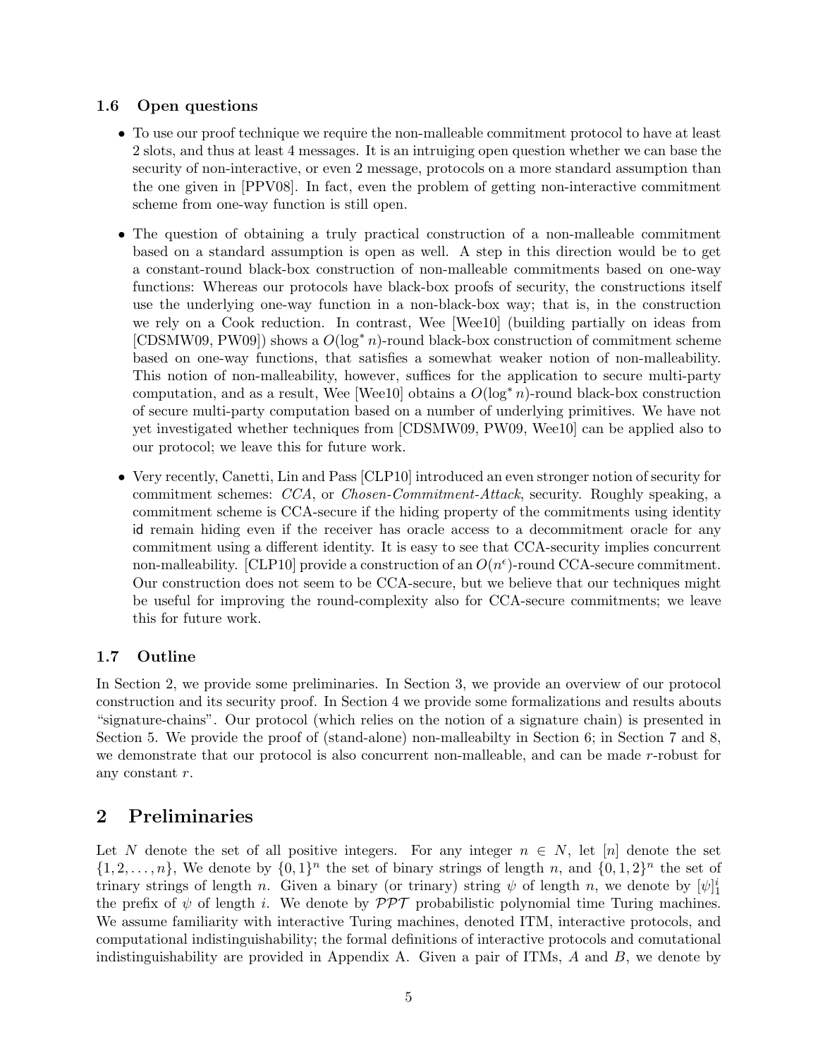### 1.6 Open questions

- To use our proof technique we require the non-malleable commitment protocol to have at least 2 slots, and thus at least 4 messages. It is an intruiging open question whether we can base the security of non-interactive, or even 2 message, protocols on a more standard assumption than the one given in [PPV08]. In fact, even the problem of getting non-interactive commitment scheme from one-way function is still open.
- The question of obtaining a truly practical construction of a non-malleable commitment based on a standard assumption is open as well. A step in this direction would be to get a constant-round black-box construction of non-malleable commitments based on one-way functions: Whereas our protocols have black-box proofs of security, the constructions itself use the underlying one-way function in a non-black-box way; that is, in the construction we rely on a Cook reduction. In contrast, Wee [Wee10] (building partially on ideas from [CDSMW09, PW09]) shows a $O(\log^* n)$-round black-box construction of commitment scheme based on one-way functions, that satisfies a somewhat weaker notion of non-malleability. This notion of non-malleability, however, suffices for the application to secure multi-party computation, and as a result, Wee [Wee10] obtains a $O(\log^* n)$-round black-box construction of secure multi-party computation based on a number of underlying primitives. We have not yet investigated whether techniques from [CDSMW09, PW09, Wee10] can be applied also to our protocol; we leave this for future work.
- Very recently, Canetti, Lin and Pass [CLP10] introduced an even stronger notion of security for commitment schemes: *CCA*, or *Chosen-Commitment-Attack*, security. Roughly speaking, a commitment scheme is CCA-secure if the hiding property of the commitments using identity id remain hiding even if the receiver has oracle access to a decommitment oracle for any commitment using a different identity. It is easy to see that CCA-security implies concurrent non-malleability. [CLP10] provide a construction of an $O(n^{\epsilon})$-round CCA-secure commitment. Our construction does not seem to be CCA-secure, but we believe that our techniques might be useful for improving the round-complexity also for CCA-secure commitments; we leave this for future work.

### 1.7 Outline

In Section 2, we provide some preliminaries. In Section 3, we provide an overview of our protocol construction and its security proof. In Section 4 we provide some formalizations and results abouts "signature-chains". Our protocol (which relies on the notion of a signature chain) is presented in Section 5. We provide the proof of (stand-alone) non-malleabilty in Section 6; in Section 7 and 8, we demonstrate that our protocol is also concurrent non-malleable, and can be made $r$-robust for any constant $r$.

## 2 Preliminaries

Let $N$ denote the set of all positive integers. For any integer $n \in N$, let $[n]$ denote the set $\{1, 2, \dots, n\}$, We denote by $\{0, 1\}^n$ the set of binary strings of length $n$, and $\{0, 1, 2\}^n$ the set of trinary strings of length $n$. Given a binary (or trinary) string $\psi$ of length $n$, we denote by $[\psi]_1^i$ the prefix of $\psi$ of length $i$. We denote by $\mathcal{PPT}$ probabilistic polynomial time Turing machines. We assume familiarity with interactive Turing machines, denoted ITM, interactive protocols, and computational indistinguishability; the formal definitions of interactive protocols and comutational indistinguishability are provided in Appendix A. Given a pair of ITMs, $A$ and $B$, we denote by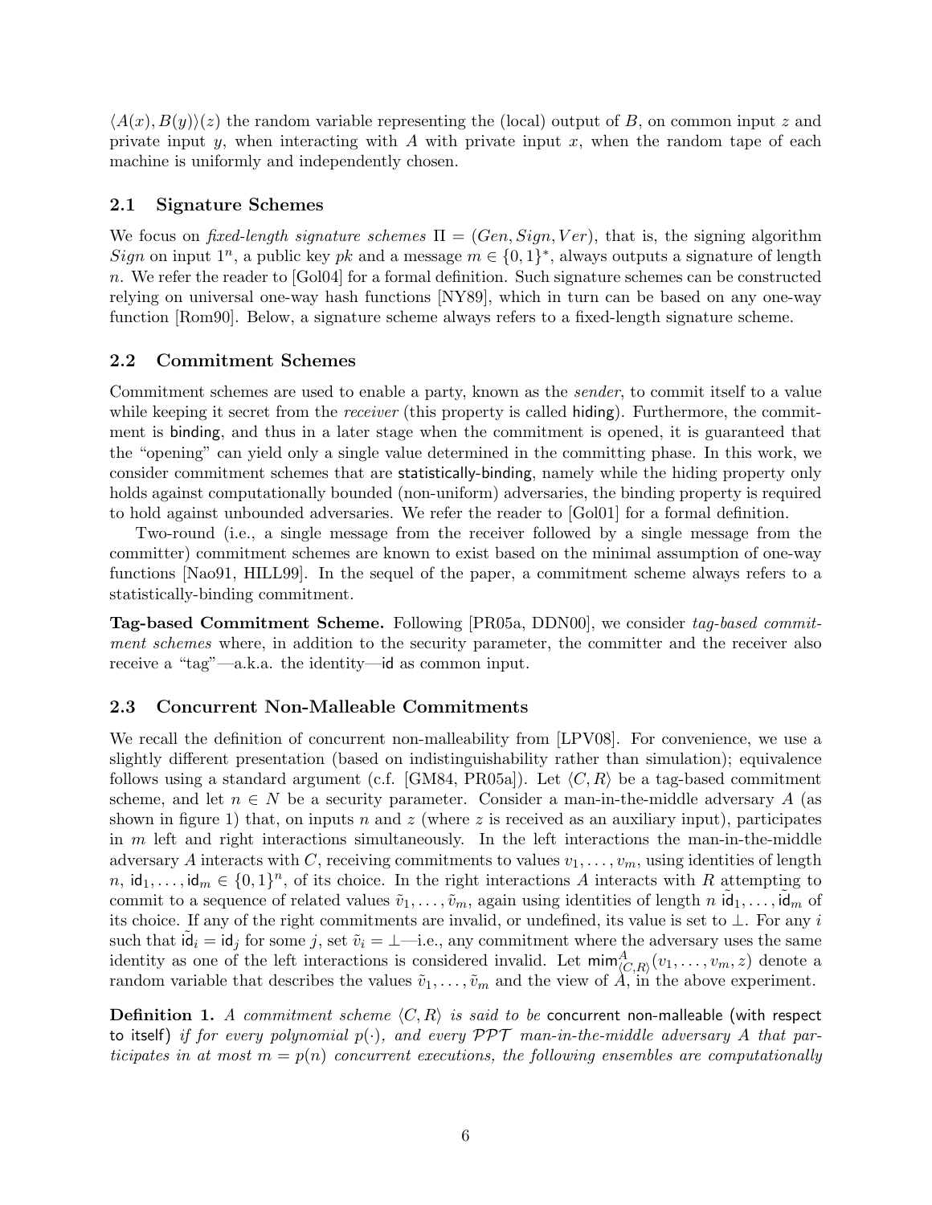$\langle A(x), B(y)\rangle(z)$ the random variable representing the (local) output of $B$, on common input $z$ and private input $y$, when interacting with $A$ with private input $x$, when the random tape of each machine is uniformly and independently chosen.

### 2.1 Signature Schemes

We focus on *fixed-length signature schemes* $\Pi = (Gen, Sign, Ver)$, that is, the signing algorithm $Sign$ on input $1^n$, a public key $pk$ and a message $m \in \{0,1\}^*$, always outputs a signature of length $n$. We refer the reader to [Gol04] for a formal definition. Such signature schemes can be constructed relying on universal one-way hash functions [NY89], which in turn can be based on any one-way function [Rom90]. Below, a signature scheme always refers to a fixed-length signature scheme.

### 2.2 Commitment Schemes

Commitment schemes are used to enable a party, known as the *sender*, to commit itself to a value while keeping it secret from the *receiver* (this property is called hiding). Furthermore, the commitment is binding, and thus in a later stage when the commitment is opened, it is guaranteed that the "opening" can yield only a single value determined in the committing phase. In this work, we consider commitment schemes that are statistically-binding, namely while the hiding property only holds against computationally bounded (non-uniform) adversaries, the binding property is required to hold against unbounded adversaries. We refer the reader to [Gol01] for a formal definition.

Two-round (i.e., a single message from the receiver followed by a single message from the committer) commitment schemes are known to exist based on the minimal assumption of one-way functions [Nao91, HILL99]. In the sequel of the paper, a commitment scheme always refers to a statistically-binding commitment.

**Tag-based Commitment Scheme.** Following [PR05a, DDN00], we consider *tag-based commitment schemes* where, in addition to the security parameter, the committer and the receiver also receive a "tag"—a.k.a. the identity—$\mathsf{id}$ as common input.

### 2.3 Concurrent Non-Malleable Commitments

We recall the definition of concurrent non-malleability from [LPV08]. For convenience, we use a slightly different presentation (based on indistinguishability rather than simulation); equivalence follows using a standard argument (c.f. [GM84, PR05a]). Let $\langle C, R\rangle$ be a tag-based commitment scheme, and let $n \in N$ be a security parameter. Consider a man-in-the-middle adversary $A$ (as shown in figure 1) that, on inputs $n$ and $z$ (where $z$ is received as an auxiliary input), participates in $m$ left and right interactions simultaneously. In the left interactions the man-in-the-middle adversary $A$ interacts with $C$, receiving commitments to values $v_1, \ldots, v_m$, using identities of length $n$, $\mathsf{id}_1, \ldots, \mathsf{id}_m \in \{0,1\}^n$, of its choice. In the right interactions $A$ interacts with $R$ attempting to commit to a sequence of related values $\tilde{v}_1, \ldots, \tilde{v}_m$, again using identities of length $n$ $\tilde{\mathsf{id}}_1, \ldots, \tilde{\mathsf{id}}_m$ of its choice. If any of the right commitments are invalid, or undefined, its value is set to $\perp$. For any $i$ such that $\tilde{\mathsf{id}}_i = \mathsf{id}_j$ for some $j$, set $\tilde{v}_i = \perp$—i.e., any commitment where the adversary uses the same identity as one of the left interactions is considered invalid. Let $\mathsf{mim}^A_{\langle C,R\rangle}(v_1, \ldots, v_m, z)$ denote a random variable that describes the values $\tilde{v}_1, \ldots, \tilde{v}_m$ and the view of $A$, in the above experiment.

**Definition 1.** *A commitment scheme $\langle C, R\rangle$ is said to be* concurrent non-malleable (with respect to itself) *if for every polynomial $p(\cdot)$, and every $\mathcal{PPT}$ man-in-the-middle adversary $A$ that participates in at most $m = p(n)$ concurrent executions, the following ensembles are computationally*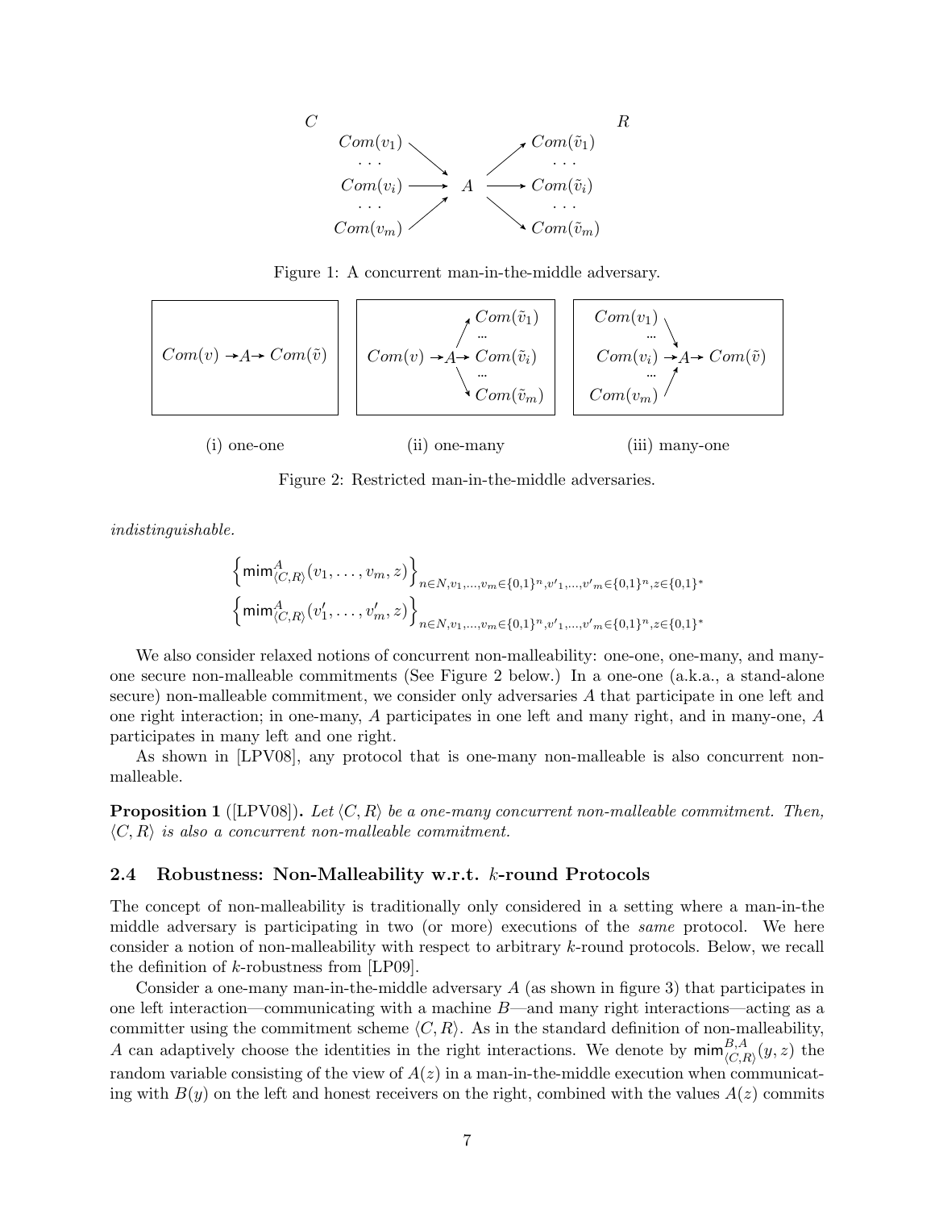Figure 1: A concurrent man-in-the-middle adversary.

Figure 2: Restricted man-in-the-middle adversaries.

*indistinguishable.*

$$\left\{\mathsf{mim}^{A}_{\langle C,R\rangle}(v_1,\ldots,v_m,z)\right\}_{n\in N, v_1,\ldots,v_m\in\{0,1\}^n, v'_1,\ldots,v'_m\in\{0,1\}^n, z\in\{0,1\}^*}$$
$$\left\{\mathsf{mim}^{A}_{\langle C,R\rangle}(v'_1,\ldots,v'_m,z)\right\}_{n\in N, v_1,\ldots,v_m\in\{0,1\}^n, v'_1,\ldots,v'_m\in\{0,1\}^n, z\in\{0,1\}^*}$$

We also consider relaxed notions of concurrent non-malleability: one-one, one-many, and many-one secure non-malleable commitments (See Figure 2 below.) In a one-one (a.k.a., a stand-alone secure) non-malleable commitment, we consider only adversaries $A$ that participate in one left and one right interaction; in one-many, $A$ participates in one left and many right, and in many-one, $A$ participates in many left and one right.

As shown in [LPV08], any protocol that is one-many non-malleable is also concurrent non-malleable.

**Proposition 1** ([LPV08])**.** *Let $\langle C,R\rangle$ be a one-many concurrent non-malleable commitment. Then, $\langle C,R\rangle$ is also a concurrent non-malleable commitment.*

### 2.4 Robustness: Non-Malleability w.r.t. $k$-round Protocols

The concept of non-malleability is traditionally only considered in a setting where a man-in-the middle adversary is participating in two (or more) executions of the *same* protocol. We here consider a notion of non-malleability with respect to arbitrary $k$-round protocols. Below, we recall the definition of $k$-robustness from [LP09].

Consider a one-many man-in-the-middle adversary $A$ (as shown in figure 3) that participates in one left interaction—communicating with a machine $B$—and many right interactions—acting as a committer using the commitment scheme $\langle C,R\rangle$. As in the standard definition of non-malleability, $A$ can adaptively choose the identities in the right interactions. We denote by $\mathsf{mim}^{B,A}_{\langle C,R\rangle}(y,z)$ the random variable consisting of the view of $A(z)$ in a man-in-the-middle execution when communicating with $B(y)$ on the left and honest receivers on the right, combined with the values $A(z)$ commits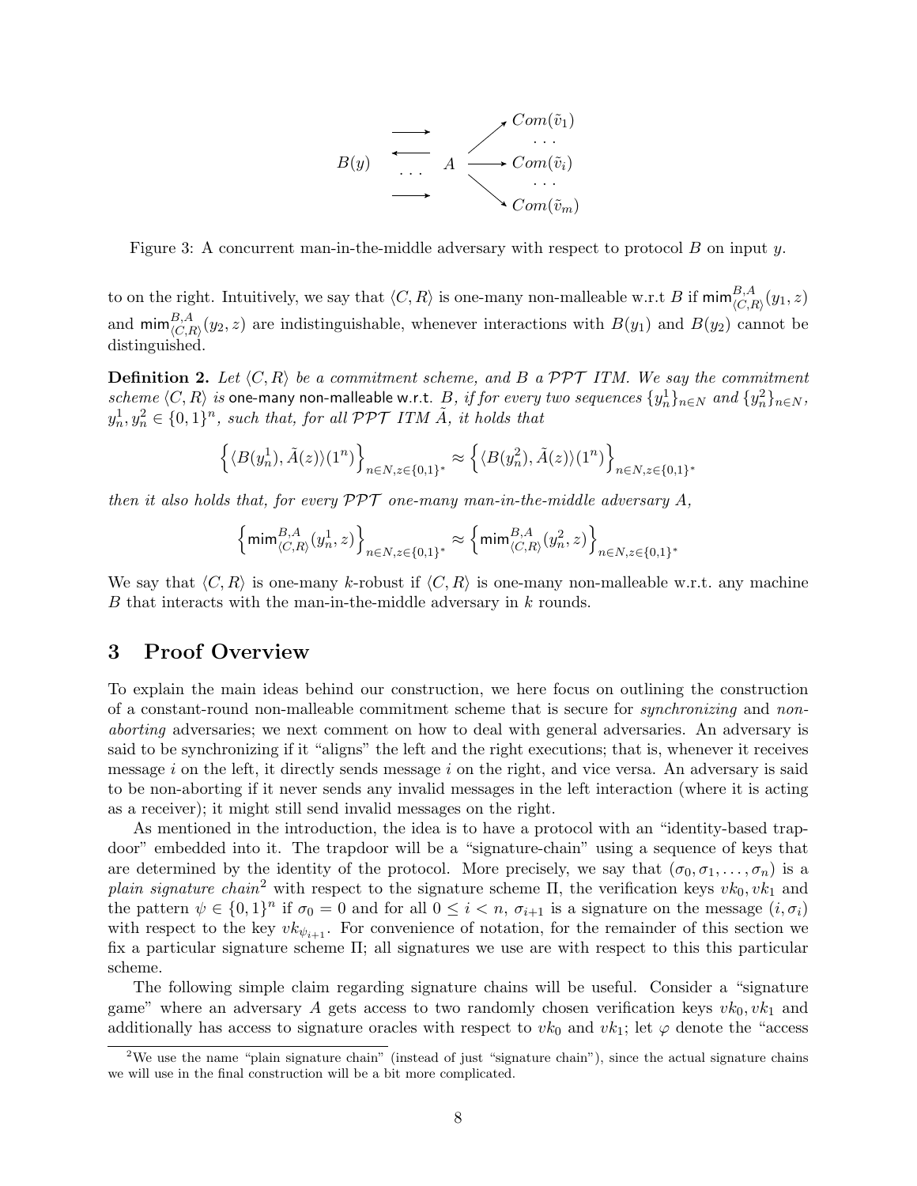Figure 3: A concurrent man-in-the-middle adversary with respect to protocol $B$ on input $y$.

to on the right. Intuitively, we say that $\langle C, R\rangle$ is one-many non-malleable w.r.t $B$ if $\mathsf{mim}^{B,A}_{\langle C,R\rangle}(y_1, z)$ and $\mathsf{mim}^{B,A}_{\langle C,R\rangle}(y_2, z)$ are indistinguishable, whenever interactions with $B(y_1)$ and $B(y_2)$ cannot be distinguished.

**Definition 2.** *Let $\langle C, R\rangle$ be a commitment scheme, and $B$ a $\mathcal{PPT}$ ITM. We say the commitment scheme $\langle C, R\rangle$ is* one-many non-malleable w.r.t. *$B$, if for every two sequences $\{y^1_n\}_{n\in N}$ and $\{y^2_n\}_{n\in N}$, $y^1_n, y^2_n \in \{0,1\}^n$, such that, for all $\mathcal{PPT}$ ITM $\tilde{A}$, it holds that*

$$\left\{\langle B(y^1_n), \tilde{A}(z)\rangle(1^n)\right\}_{n\in N, z\in\{0,1\}^*} \approx \left\{\langle B(y^2_n), \tilde{A}(z)\rangle(1^n)\right\}_{n\in N, z\in\{0,1\}^*}$$

*then it also holds that, for every $\mathcal{PPT}$ one-many man-in-the-middle adversary $A$,*

$$\left\{\mathsf{mim}^{B,A}_{\langle C,R\rangle}(y^1_n, z)\right\}_{n\in N, z\in\{0,1\}^*} \approx \left\{\mathsf{mim}^{B,A}_{\langle C,R\rangle}(y^2_n, z)\right\}_{n\in N, z\in\{0,1\}^*}$$

We say that $\langle C, R\rangle$ is one-many $k$-robust if $\langle C, R\rangle$ is one-many non-malleable w.r.t. any machine $B$ that interacts with the man-in-the-middle adversary in $k$ rounds.

# 3 Proof Overview

To explain the main ideas behind our construction, we here focus on outlining the construction of a constant-round non-malleable commitment scheme that is secure for *synchronizing* and *non-aborting* adversaries; we next comment on how to deal with general adversaries. An adversary is said to be synchronizing if it "aligns" the left and the right executions; that is, whenever it receives message $i$ on the left, it directly sends message $i$ on the right, and vice versa. An adversary is said to be non-aborting if it never sends any invalid messages in the left interaction (where it is acting as a receiver); it might still send invalid messages on the right.

As mentioned in the introduction, the idea is to have a protocol with an "identity-based trapdoor" embedded into it. The trapdoor will be a "signature-chain" using a sequence of keys that are determined by the identity of the protocol. More precisely, we say that $(\sigma_0, \sigma_1, \ldots, \sigma_n)$ is a *plain signature chain*[2] with respect to the signature scheme $\Pi$, the verification keys $vk_0, vk_1$ and the pattern $\psi \in \{0,1\}^n$ if $\sigma_0 = 0$ and for all $0 \le i < n$, $\sigma_{i+1}$ is a signature on the message $(i, \sigma_i)$ with respect to the key $vk_{\psi_{i+1}}$. For convenience of notation, for the remainder of this section we fix a particular signature scheme $\Pi$; all signatures we use are with respect to this this particular scheme.

The following simple claim regarding signature chains will be useful. Consider a "signature game" where an adversary $A$ gets access to two randomly chosen verification keys $vk_0, vk_1$ and additionally has access to signature oracles with respect to $vk_0$ and $vk_1$; let $\varphi$ denote the "access

[2] We use the name "plain signature chain" (instead of just "signature chain"), since the actual signature chains we will use in the final construction will be a bit more complicated.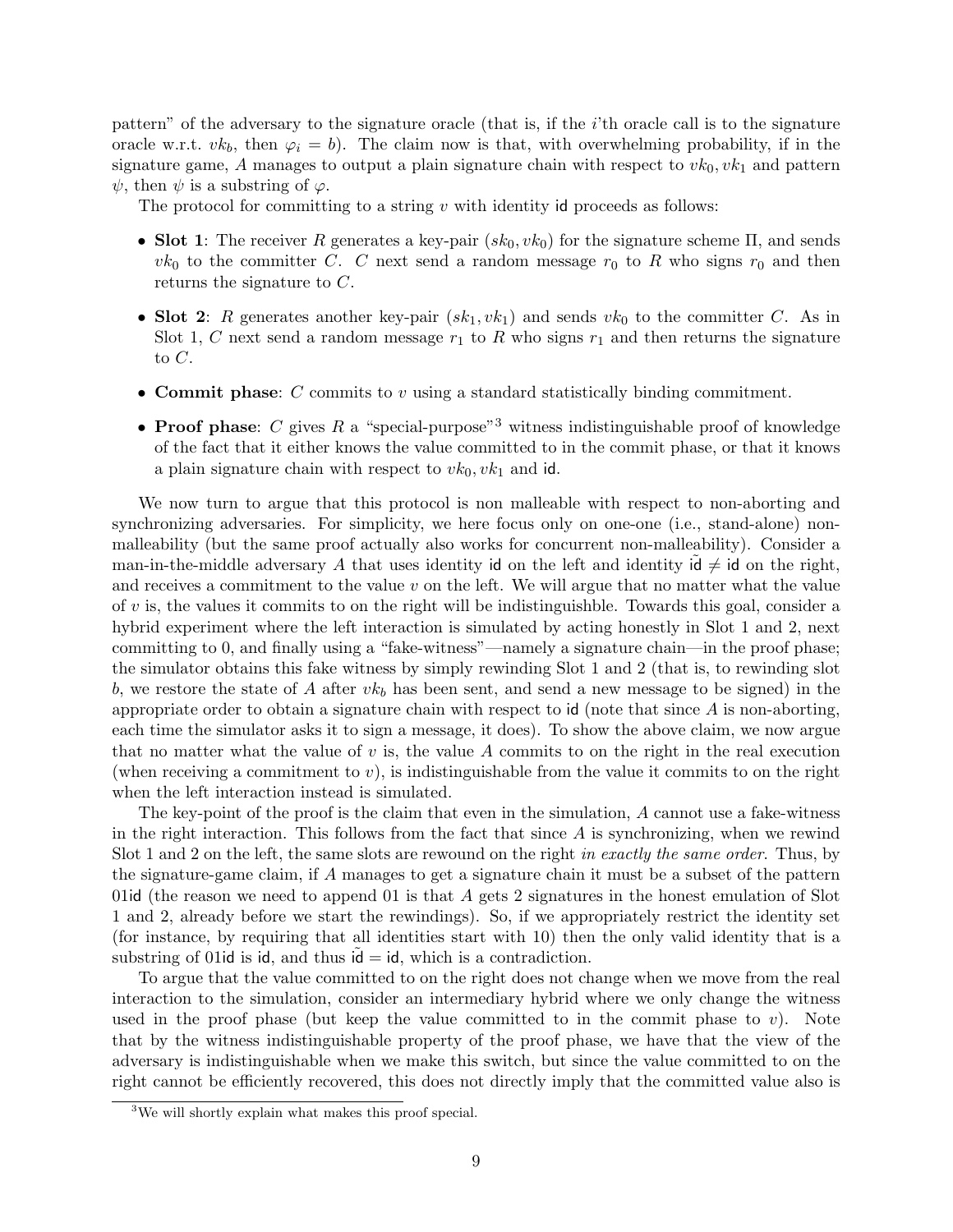pattern" of the adversary to the signature oracle (that is, if the $i$'th oracle call is to the signature oracle w.r.t. $vk_b$, then $\varphi_i = b$). The claim now is that, with overwhelming probability, if in the signature game, $A$ manages to output a plain signature chain with respect to $vk_0, vk_1$ and pattern $\psi$, then $\psi$ is a substring of $\varphi$.

The protocol for committing to a string $v$ with identity $\mathsf{id}$ proceeds as follows:

- **Slot 1**: The receiver $R$ generates a key-pair $(sk_0, vk_0)$ for the signature scheme $\Pi$, and sends $vk_0$ to the committer $C$. $C$ next send a random message $r_0$ to $R$ who signs $r_0$ and then returns the signature to $C$.
- **Slot 2**: $R$ generates another key-pair $(sk_1, vk_1)$ and sends $vk_0$ to the committer $C$. As in Slot 1, $C$ next send a random message $r_1$ to $R$ who signs $r_1$ and then returns the signature to $C$.
- **Commit phase**: $C$ commits to $v$ using a standard statistically binding commitment.
- **Proof phase**: $C$ gives $R$ a "special-purpose"[3] witness indistinguishable proof of knowledge of the fact that it either knows the value committed to in the commit phase, or that it knows a plain signature chain with respect to $vk_0, vk_1$ and $\mathsf{id}$.

We now turn to argue that this protocol is non malleable with respect to non-aborting and synchronizing adversaries. For simplicity, we here focus only on one-one (i.e., stand-alone) non-malleability (but the same proof actually also works for concurrent non-malleability). Consider a man-in-the-middle adversary $A$ that uses identity $\mathsf{id}$ on the left and identity $\tilde{\mathsf{id}} \neq \mathsf{id}$ on the right, and receives a commitment to the value $v$ on the left. We will argue that no matter what the value of $v$ is, the values it commits to on the right will be indistinguishble. Towards this goal, consider a hybrid experiment where the left interaction is simulated by acting honestly in Slot 1 and 2, next committing to 0, and finally using a "fake-witness"—namely a signature chain—in the proof phase; the simulator obtains this fake witness by simply rewinding Slot 1 and 2 (that is, to rewinding slot $b$, we restore the state of $A$ after $vk_b$ has been sent, and send a new message to be signed) in the appropriate order to obtain a signature chain with respect to $\mathsf{id}$ (note that since $A$ is non-aborting, each time the simulator asks it to sign a message, it does). To show the above claim, we now argue that no matter what the value of $v$ is, the value $A$ commits to on the right in the real execution (when receiving a commitment to $v$), is indistinguishable from the value it commits to on the right when the left interaction instead is simulated.

The key-point of the proof is the claim that even in the simulation, $A$ cannot use a fake-witness in the right interaction. This follows from the fact that since $A$ is synchronizing, when we rewind Slot 1 and 2 on the left, the same slots are rewound on the right *in exactly the same order*. Thus, by the signature-game claim, if $A$ manages to get a signature chain it must be a subset of the pattern $01\mathsf{id}$ (the reason we need to append 01 is that $A$ gets 2 signatures in the honest emulation of Slot 1 and 2, already before we start the rewindings). So, if we appropriately restrict the identity set (for instance, by requiring that all identities start with 10) then the only valid identity that is a substring of $01\mathsf{id}$ is $\mathsf{id}$, and thus $\tilde{\mathsf{id}} = \mathsf{id}$, which is a contradiction.

To argue that the value committed to on the right does not change when we move from the real interaction to the simulation, consider an intermediary hybrid where we only change the witness used in the proof phase (but keep the value committed to in the commit phase to $v$). Note that by the witness indistinguishable property of the proof phase, we have that the view of the adversary is indistinguishable when we make this switch, but since the value committed to on the right cannot be efficiently recovered, this does not directly imply that the committed value also is

[3] We will shortly explain what makes this proof special.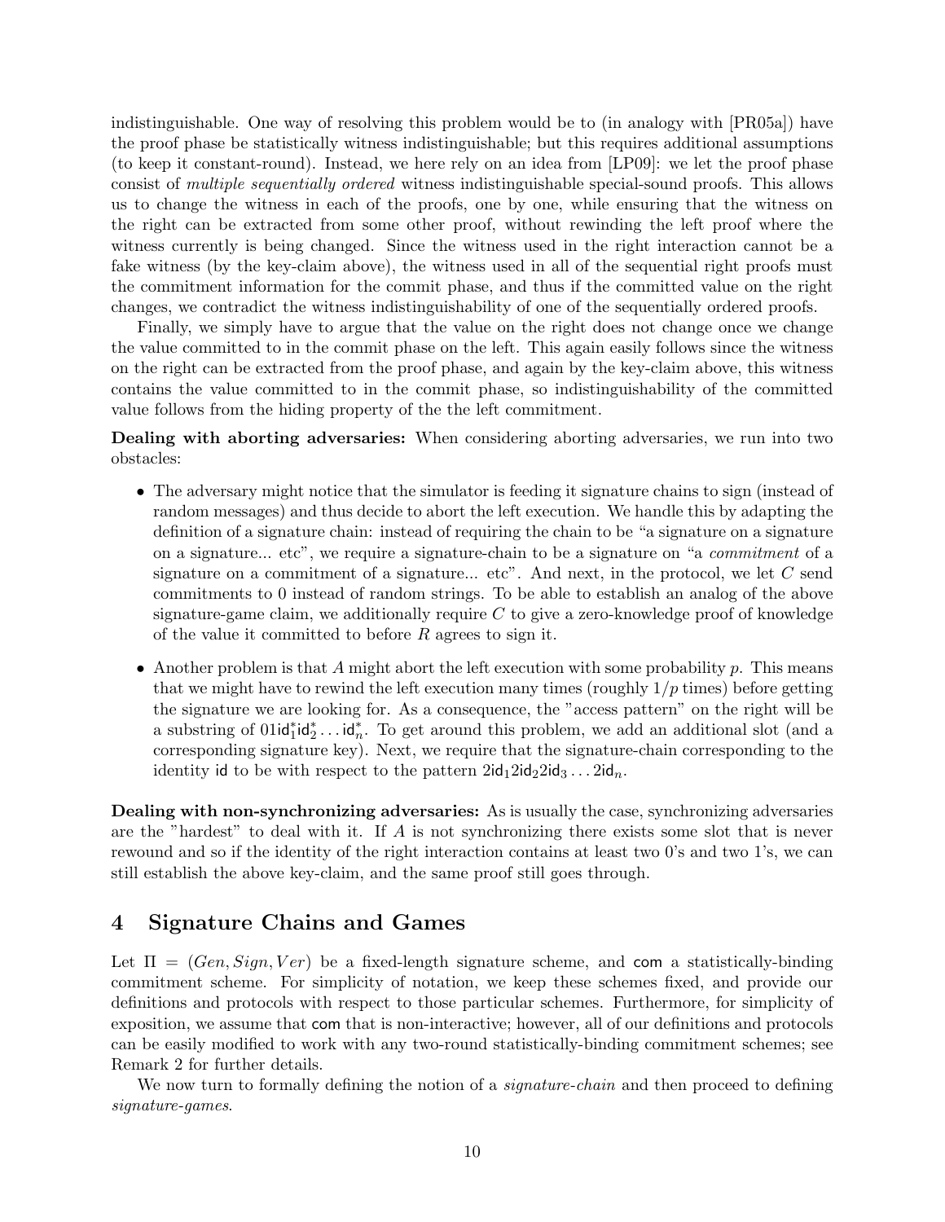indistinguishable. One way of resolving this problem would be to (in analogy with [PR05a]) have the proof phase be statistically witness indistinguishable; but this requires additional assumptions (to keep it constant-round). Instead, we here rely on an idea from [LP09]: we let the proof phase consist of *multiple sequentially ordered* witness indistinguishable special-sound proofs. This allows us to change the witness in each of the proofs, one by one, while ensuring that the witness on the right can be extracted from some other proof, without rewinding the left proof where the witness currently is being changed. Since the witness used in the right interaction cannot be a fake witness (by the key-claim above), the witness used in all of the sequential right proofs must the commitment information for the commit phase, and thus if the committed value on the right changes, we contradict the witness indistinguishability of one of the sequentially ordered proofs.

Finally, we simply have to argue that the value on the right does not change once we change the value committed to in the commit phase on the left. This again easily follows since the witness on the right can be extracted from the proof phase, and again by the key-claim above, this witness contains the value committed to in the commit phase, so indistinguishability of the committed value follows from the hiding property of the the left commitment.

**Dealing with aborting adversaries:** When considering aborting adversaries, we run into two obstacles:

- The adversary might notice that the simulator is feeding it signature chains to sign (instead of random messages) and thus decide to abort the left execution. We handle this by adapting the definition of a signature chain: instead of requiring the chain to be "a signature on a signature on a signature... etc", we require a signature-chain to be a signature on "a *commitment* of a signature on a commitment of a signature... etc". And next, in the protocol, we let $C$ send commitments to 0 instead of random strings. To be able to establish an analog of the above signature-game claim, we additionally require $C$ to give a zero-knowledge proof of knowledge of the value it committed to before $R$ agrees to sign it.
- Another problem is that $A$ might abort the left execution with some probability $p$. This means that we might have to rewind the left execution many times (roughly $1/p$ times) before getting the signature we are looking for. As a consequence, the "access pattern" on the right will be a substring of $01\mathsf{id}_1^*\mathsf{id}_2^* \ldots \mathsf{id}_n^*$. To get around this problem, we add an additional slot (and a corresponding signature key). Next, we require that the signature-chain corresponding to the identity $\mathsf{id}$ to be with respect to the pattern $2\mathsf{id}_1 2\mathsf{id}_2 2\mathsf{id}_3 \ldots 2\mathsf{id}_n$.

**Dealing with non-synchronizing adversaries:** As is usually the case, synchronizing adversaries are the "hardest" to deal with it. If $A$ is not synchronizing there exists some slot that is never rewound and so if the identity of the right interaction contains at least two 0's and two 1's, we can still establish the above key-claim, and the same proof still goes through.

# 4 Signature Chains and Games

Let $\Pi = (Gen, Sign, Ver)$ be a fixed-length signature scheme, and $\mathsf{com}$ a statistically-binding commitment scheme. For simplicity of notation, we keep these schemes fixed, and provide our definitions and protocols with respect to those particular schemes. Furthermore, for simplicity of exposition, we assume that $\mathsf{com}$ that is non-interactive; however, all of our definitions and protocols can be easily modified to work with any two-round statistically-binding commitment schemes; see Remark 2 for further details.

We now turn to formally defining the notion of a *signature-chain* and then proceed to defining *signature-games*.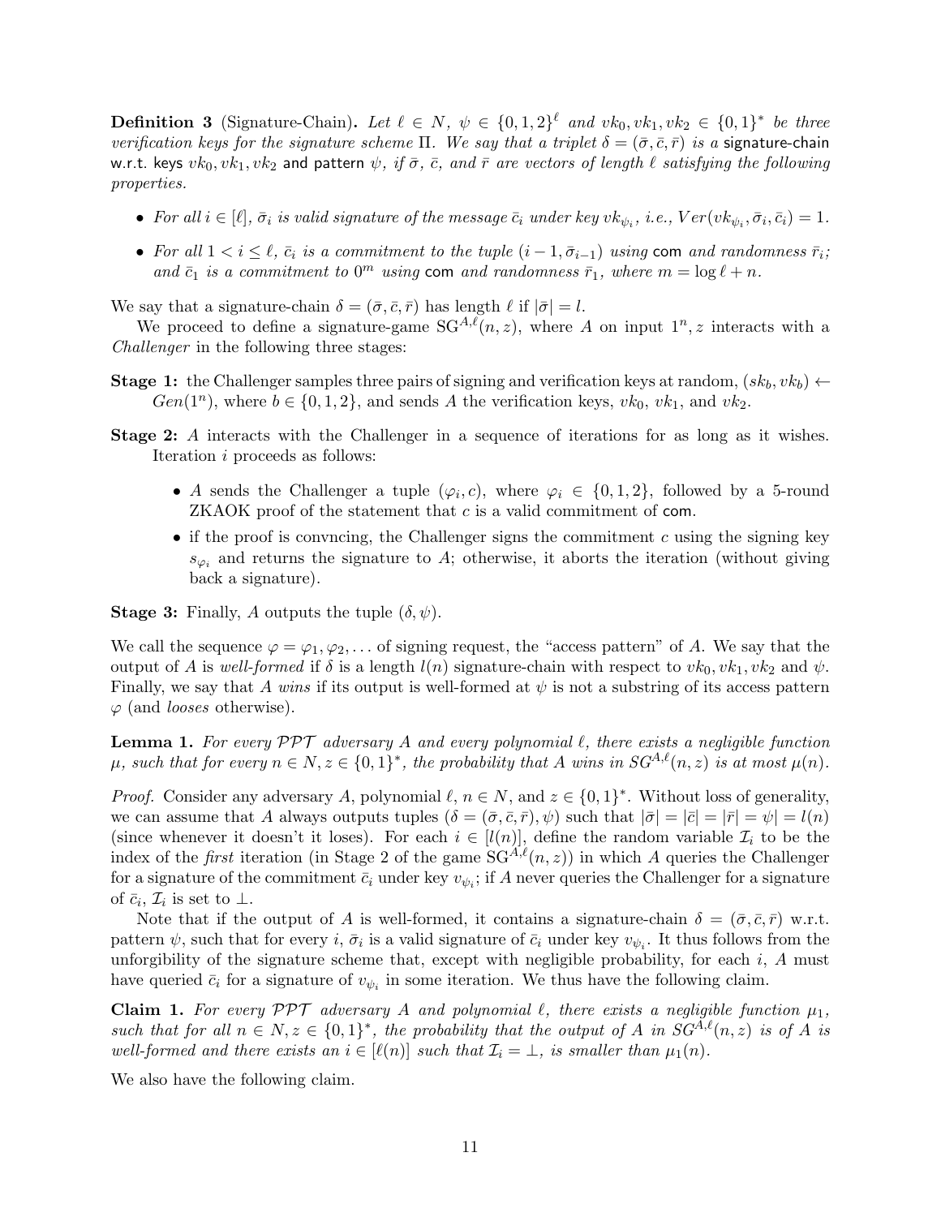**Definition 3** (Signature-Chain). *Let $\ell \in N$, $\psi \in \{0,1,2\}^\ell$ and $vk_0, vk_1, vk_2 \in \{0,1\}^*$ be three verification keys for the signature scheme $\Pi$. We say that a triplet $\delta = (\bar{\sigma}, \bar{c}, \bar{r})$ is a* signature-chain w.r.t. keys *$vk_0, vk_1, vk_2$* and pattern *$\psi$, if $\bar{\sigma}$, $\bar{c}$, and $\bar{r}$ are vectors of length $\ell$ satisfying the following properties.*

- *For all $i \in [\ell]$, $\bar{\sigma}_i$ is valid signature of the message $\bar{c}_i$ under key $vk_{\psi_i}$, i.e., $Ver(vk_{\psi_i}, \bar{\sigma}_i, \bar{c}_i) = 1$.*
- *For all $1 < i \leq \ell$, $\bar{c}_i$ is a commitment to the tuple $(i-1, \bar{\sigma}_{i-1})$ using* com *and randomness $\bar{r}_i$; and $\bar{c}_1$ is a commitment to $0^m$ using* com *and randomness $\bar{r}_1$, where $m = \log \ell + n$.*

We say that a signature-chain $\delta = (\bar{\sigma}, \bar{c}, \bar{r})$ has length $\ell$ if $|\bar{\sigma}| = l$.

We proceed to define a signature-game $\mathrm{SG}^{A,\ell}(n, z)$, where $A$ on input $1^n, z$ interacts with a *Challenger* in the following three stages:

**Stage 1:** the Challenger samples three pairs of signing and verification keys at random, $(sk_b, vk_b) \leftarrow Gen(1^n)$, where $b \in \{0, 1, 2\}$, and sends $A$ the verification keys, $vk_0$, $vk_1$, and $vk_2$.

**Stage 2:** $A$ interacts with the Challenger in a sequence of iterations for as long as it wishes. Iteration $i$ proceeds as follows:

- $A$ sends the Challenger a tuple $(\varphi_i, c)$, where $\varphi_i \in \{0, 1, 2\}$, followed by a 5-round ZKAOK proof of the statement that $c$ is a valid commitment of com.
- if the proof is convncing, the Challenger signs the commitment $c$ using the signing key $s_{\varphi_i}$ and returns the signature to $A$; otherwise, it aborts the iteration (without giving back a signature).

**Stage 3:** Finally, $A$ outputs the tuple $(\delta, \psi)$.

We call the sequence $\varphi = \varphi_1, \varphi_2, \ldots$ of signing request, the "access pattern" of $A$. We say that the output of $A$ is *well-formed* if $\delta$ is a length $l(n)$ signature-chain with respect to $vk_0, vk_1, vk_2$ and $\psi$. Finally, we say that $A$ *wins* if its output is well-formed at $\psi$ is not a substring of its access pattern $\varphi$ (and *looses* otherwise).

**Lemma 1.** *For every $\mathcal{PPT}$ adversary $A$ and every polynomial $\ell$, there exists a negligible function $\mu$, such that for every $n \in N, z \in \{0,1\}^*$, the probability that $A$ wins in $SG^{A,\ell}(n, z)$ is at most $\mu(n)$.*

*Proof.* Consider any adversary $A$, polynomial $\ell$, $n \in N$, and $z \in \{0,1\}^*$. Without loss of generality, we can assume that $A$ always outputs tuples $(\delta = (\bar{\sigma}, \bar{c}, \bar{r}), \psi)$ such that $|\bar{\sigma}| = |\bar{c}| = |\bar{r}| = \psi| = l(n)$ (since whenever it doesn't it loses). For each $i \in [l(n)]$, define the random variable $\mathcal{I}_i$ to be the index of the *first* iteration (in Stage 2 of the game $\mathrm{SG}^{A,\ell}(n, z)$) in which $A$ queries the Challenger for a signature of the commitment $\bar{c}_i$ under key $v_{\psi_i}$; if $A$ never queries the Challenger for a signature of $\bar{c}_i$, $\mathcal{I}_i$ is set to $\perp$.

Note that if the output of $A$ is well-formed, it contains a signature-chain $\delta = (\bar{\sigma}, \bar{c}, \bar{r})$ w.r.t. pattern $\psi$, such that for every $i$, $\bar{\sigma}_i$ is a valid signature of $\bar{c}_i$ under key $v_{\psi_i}$. It thus follows from the unforgibility of the signature scheme that, except with negligible probability, for each $i$, $A$ must have queried $\bar{c}_i$ for a signature of $v_{\psi_i}$ in some iteration. We thus have the following claim.

**Claim 1.** *For every $\mathcal{PPT}$ adversary $A$ and polynomial $\ell$, there exists a negligible function $\mu_1$, such that for all $n \in N, z \in \{0,1\}^*$, the probability that the output of $A$ in $SG^{A,\ell}(n, z)$ is of $A$ is well-formed and there exists an $i \in [\ell(n)]$ such that $\mathcal{I}_i = \perp$, is smaller than $\mu_1(n)$.*

We also have the following claim.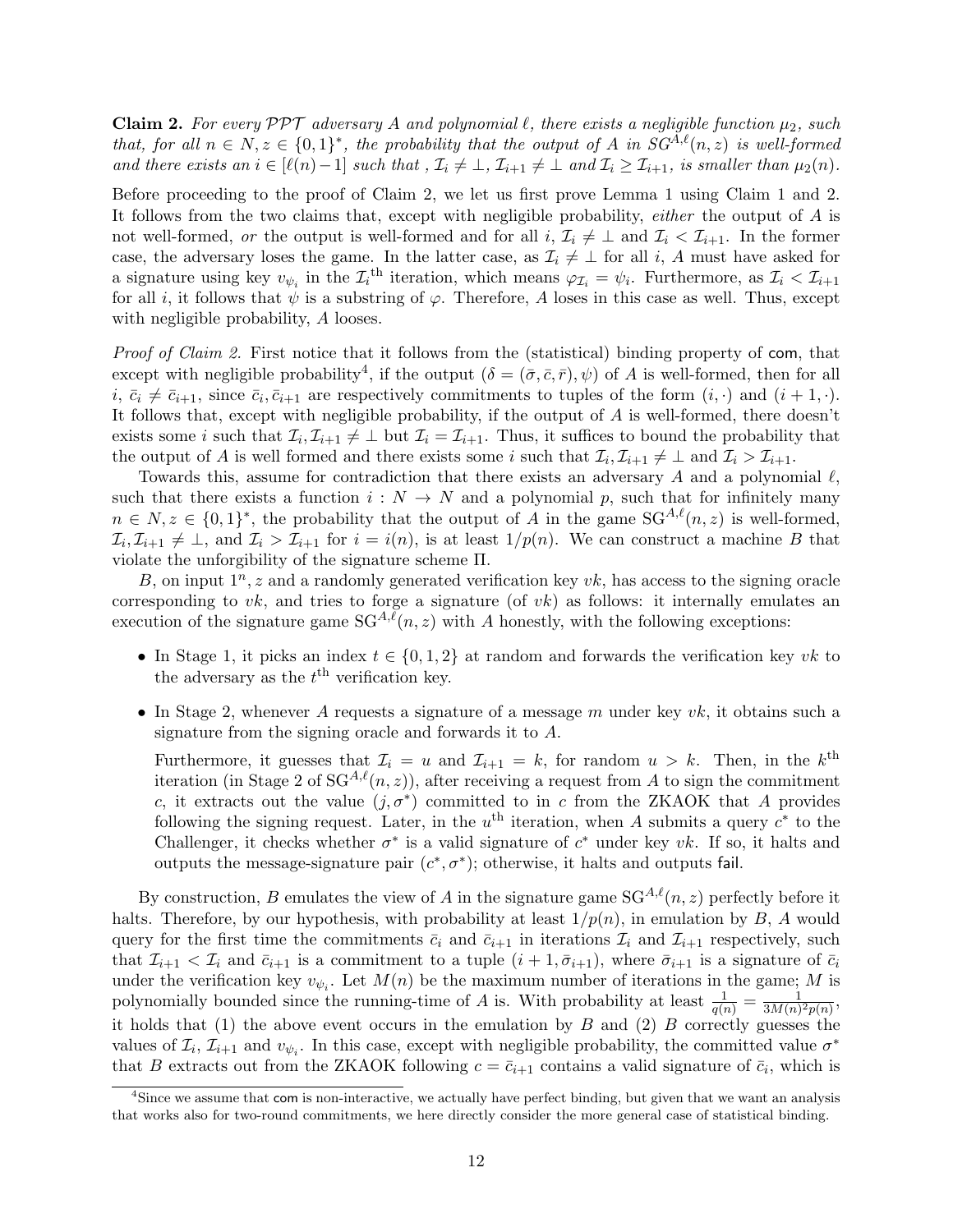**Claim 2.** *For every $\mathcal{PPT}$ adversary $A$ and polynomial $\ell$, there exists a negligible function $\mu_2$, such that, for all $n \in N, z \in \{0,1\}^*$, the probability that the output of $A$ in $SG^{A,\ell}(n,z)$ is well-formed and there exists an $i \in [\ell(n)-1]$ such that , $\mathcal{I}_i \neq \bot$, $\mathcal{I}_{i+1} \neq \bot$ and $\mathcal{I}_i \geq \mathcal{I}_{i+1}$, is smaller than $\mu_2(n)$.*

Before proceeding to the proof of Claim 2, we let us first prove Lemma 1 using Claim 1 and 2. It follows from the two claims that, except with negligible probability, *either* the output of $A$ is not well-formed, *or* the output is well-formed and for all $i$, $\mathcal{I}_i \neq \bot$ and $\mathcal{I}_i < \mathcal{I}_{i+1}$. In the former case, the adversary loses the game. In the latter case, as $\mathcal{I}_i \neq \bot$ for all $i$, $A$ must have asked for a signature using key $v_{\psi_i}$ in the $\mathcal{I}_i$<sup>th</sup> iteration, which means $\varphi_{\mathcal{I}_i} = \psi_i$. Furthermore, as $\mathcal{I}_i < \mathcal{I}_{i+1}$ for all $i$, it follows that $\psi$ is a substring of $\varphi$. Therefore, $A$ loses in this case as well. Thus, except with negligible probability, $A$ looses.

*Proof of Claim 2.* First notice that it follows from the (statistical) binding property of com, that except with negligible probability[4], if the output $(\delta = (\bar{\sigma}, \bar{c}, \bar{r}), \psi)$ of $A$ is well-formed, then for all $i$, $\bar{c}_i \neq \bar{c}_{i+1}$, since $\bar{c}_i, \bar{c}_{i+1}$ are respectively commitments to tuples of the form $(i, \cdot)$ and $(i+1, \cdot)$. It follows that, except with negligible probability, if the output of $A$ is well-formed, there doesn't exists some $i$ such that $\mathcal{I}_i, \mathcal{I}_{i+1} \neq \bot$ but $\mathcal{I}_i = \mathcal{I}_{i+1}$. Thus, it suffices to bound the probability that the output of $A$ is well formed and there exists some $i$ such that $\mathcal{I}_i, \mathcal{I}_{i+1} \neq \bot$ and $\mathcal{I}_i > \mathcal{I}_{i+1}$.

Towards this, assume for contradiction that there exists an adversary $A$ and a polynomial $\ell$, such that there exists a function $i : N \to N$ and a polynomial $p$, such that for infinitely many $n \in N, z \in \{0,1\}^*$, the probability that the output of $A$ in the game $\mathrm{SG}^{A,\ell}(n,z)$ is well-formed, $\mathcal{I}_i, \mathcal{I}_{i+1} \neq \bot$, and $\mathcal{I}_i > \mathcal{I}_{i+1}$ for $i = i(n)$, is at least $1/p(n)$. We can construct a machine $B$ that violate the unforgibility of the signature scheme $\Pi$.

$B$, on input $1^n, z$ and a randomly generated verification key $vk$, has access to the signing oracle corresponding to $vk$, and tries to forge a signature (of $vk$) as follows: it internally emulates an execution of the signature game $\mathrm{SG}^{A,\ell}(n,z)$ with $A$ honestly, with the following exceptions:

- In Stage 1, it picks an index $t \in \{0,1,2\}$ at random and forwards the verification key $vk$ to the adversary as the $t^{\text{th}}$ verification key.
- In Stage 2, whenever $A$ requests a signature of a message $m$ under key $vk$, it obtains such a signature from the signing oracle and forwards it to $A$.

  Furthermore, it guesses that $\mathcal{I}_i = u$ and $\mathcal{I}_{i+1} = k$, for random $u > k$. Then, in the $k^{\text{th}}$ iteration (in Stage 2 of $\mathrm{SG}^{A,\ell}(n,z)$), after receiving a request from $A$ to sign the commitment $c$, it extracts out the value $(j, \sigma^*)$ committed to in $c$ from the ZKAOK that $A$ provides following the signing request. Later, in the $u^{\text{th}}$ iteration, when $A$ submits a query $c^*$ to the Challenger, it checks whether $\sigma^*$ is a valid signature of $c^*$ under key $vk$. If so, it halts and outputs the message-signature pair $(c^*, \sigma^*)$; otherwise, it halts and outputs fail.

By construction, $B$ emulates the view of $A$ in the signature game $\mathrm{SG}^{A,\ell}(n,z)$ perfectly before it halts. Therefore, by our hypothesis, with probability at least $1/p(n)$, in emulation by $B$, $A$ would query for the first time the commitments $\bar{c}_i$ and $\bar{c}_{i+1}$ in iterations $\mathcal{I}_i$ and $\mathcal{I}_{i+1}$ respectively, such that $\mathcal{I}_{i+1} < \mathcal{I}_i$ and $\bar{c}_{i+1}$ is a commitment to a tuple $(i+1, \bar{\sigma}_{i+1})$, where $\bar{\sigma}_{i+1}$ is a signature of $\bar{c}_i$ under the verification key $v_{\psi_i}$. Let $M(n)$ be the maximum number of iterations in the game; $M$ is polynomially bounded since the running-time of $A$ is. With probability at least $\frac{1}{q(n)} = \frac{1}{3M(n)^2 p(n)}$, it holds that (1) the above event occurs in the emulation by $B$ and (2) $B$ correctly guesses the values of $\mathcal{I}_i$, $\mathcal{I}_{i+1}$ and $v_{\psi_i}$. In this case, except with negligible probability, the committed value $\sigma^*$ that $B$ extracts out from the ZKAOK following $c = \bar{c}_{i+1}$ contains a valid signature of $\bar{c}_i$, which is

[4] Since we assume that com is non-interactive, we actually have perfect binding, but given that we want an analysis that works also for two-round commitments, we here directly consider the more general case of statistical binding.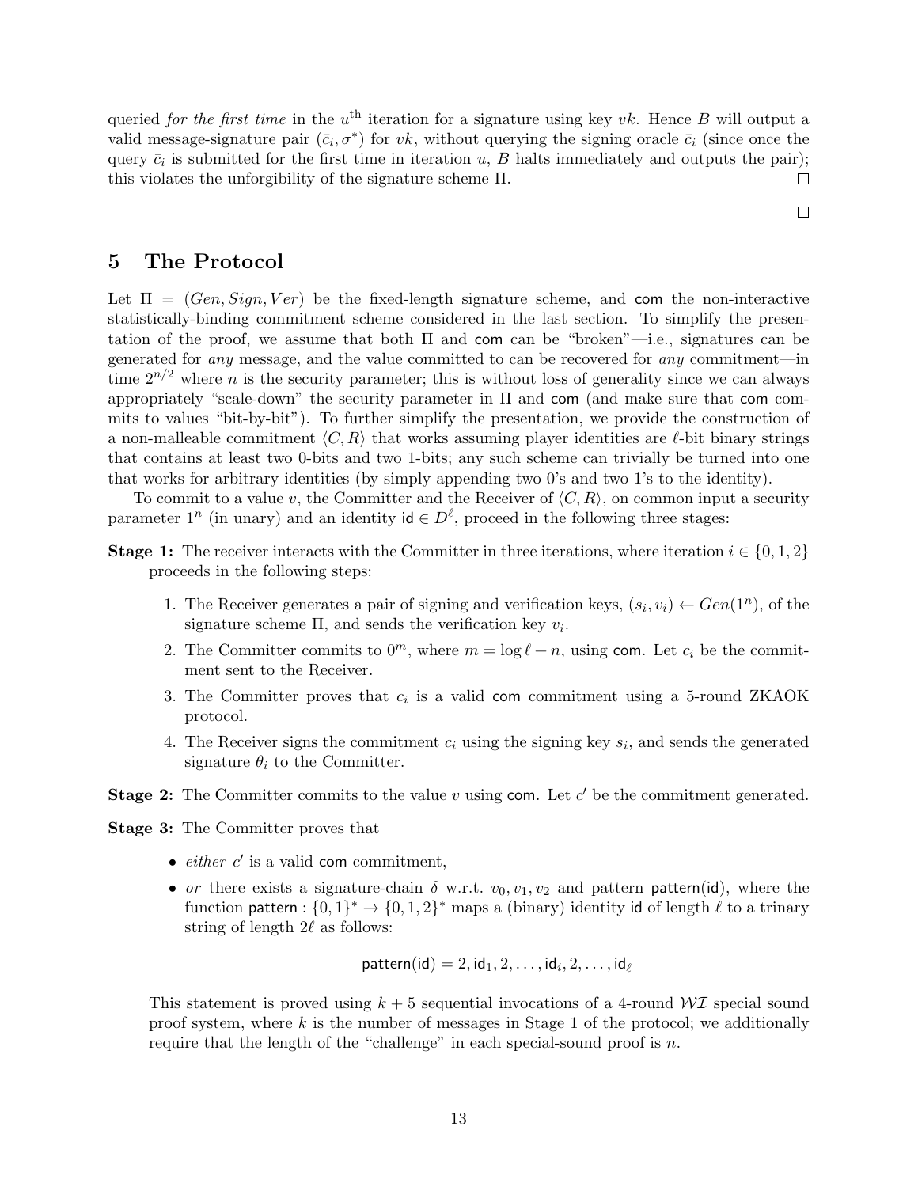queried *for the first time* in the $u^{\text{th}}$ iteration for a signature using key $vk$. Hence $B$ will output a valid message-signature pair $(\bar{c}_i, \sigma^*)$ for $vk$, without querying the signing oracle $\bar{c}_i$ (since once the query $\bar{c}_i$ is submitted for the first time in iteration $u$, $B$ halts immediately and outputs the pair); this violates the unforgibility of the signature scheme $\Pi$. □

□

## 5 The Protocol

Let $\Pi = (Gen, Sign, Ver)$ be the fixed-length signature scheme, and $\mathsf{com}$ the non-interactive statistically-binding commitment scheme considered in the last section. To simplify the presentation of the proof, we assume that both $\Pi$ and $\mathsf{com}$ can be "broken"—i.e., signatures can be generated for *any* message, and the value committed to can be recovered for *any* commitment—in time $2^{n/2}$ where $n$ is the security parameter; this is without loss of generality since we can always appropriately "scale-down" the security parameter in $\Pi$ and $\mathsf{com}$ (and make sure that $\mathsf{com}$ commits to values "bit-by-bit"). To further simplify the presentation, we provide the construction of a non-malleable commitment $\langle C, R\rangle$ that works assuming player identities are $\ell$-bit binary strings that contains at least two 0-bits and two 1-bits; any such scheme can trivially be turned into one that works for arbitrary identities (by simply appending two 0's and two 1's to the identity).

To commit to a value $v$, the Committer and the Receiver of $\langle C, R\rangle$, on common input a security parameter $1^n$ (in unary) and an identity $\mathsf{id} \in D^\ell$, proceed in the following three stages:

**Stage 1:** The receiver interacts with the Committer in three iterations, where iteration $i \in \{0, 1, 2\}$ proceeds in the following steps:

1. The Receiver generates a pair of signing and verification keys, $(s_i, v_i) \leftarrow Gen(1^n)$, of the signature scheme $\Pi$, and sends the verification key $v_i$.
2. The Committer commits to $0^m$, where $m = \log \ell + n$, using $\mathsf{com}$. Let $c_i$ be the commitment sent to the Receiver.
3. The Committer proves that $c_i$ is a valid $\mathsf{com}$ commitment using a 5-round ZKAOK protocol.
4. The Receiver signs the commitment $c_i$ using the signing key $s_i$, and sends the generated signature $\theta_i$ to the Committer.

**Stage 2:** The Committer commits to the value $v$ using $\mathsf{com}$. Let $c'$ be the commitment generated.

**Stage 3:** The Committer proves that

- *either* $c'$ is a valid $\mathsf{com}$ commitment,
- *or* there exists a signature-chain $\delta$ w.r.t. $v_0, v_1, v_2$ and pattern $\mathsf{pattern}(\mathsf{id})$, where the function $\mathsf{pattern} : \{0,1\}^* \to \{0,1,2\}^*$ maps a (binary) identity $\mathsf{id}$ of length $\ell$ to a trinary string of length $2\ell$ as follows:

$$\mathsf{pattern}(\mathsf{id}) = 2, \mathsf{id}_1, 2, \ldots, \mathsf{id}_i, 2, \ldots, \mathsf{id}_\ell$$

This statement is proved using $k + 5$ sequential invocations of a 4-round $\mathcal{WI}$ special sound proof system, where $k$ is the number of messages in Stage 1 of the protocol; we additionally require that the length of the "challenge" in each special-sound proof is $n$.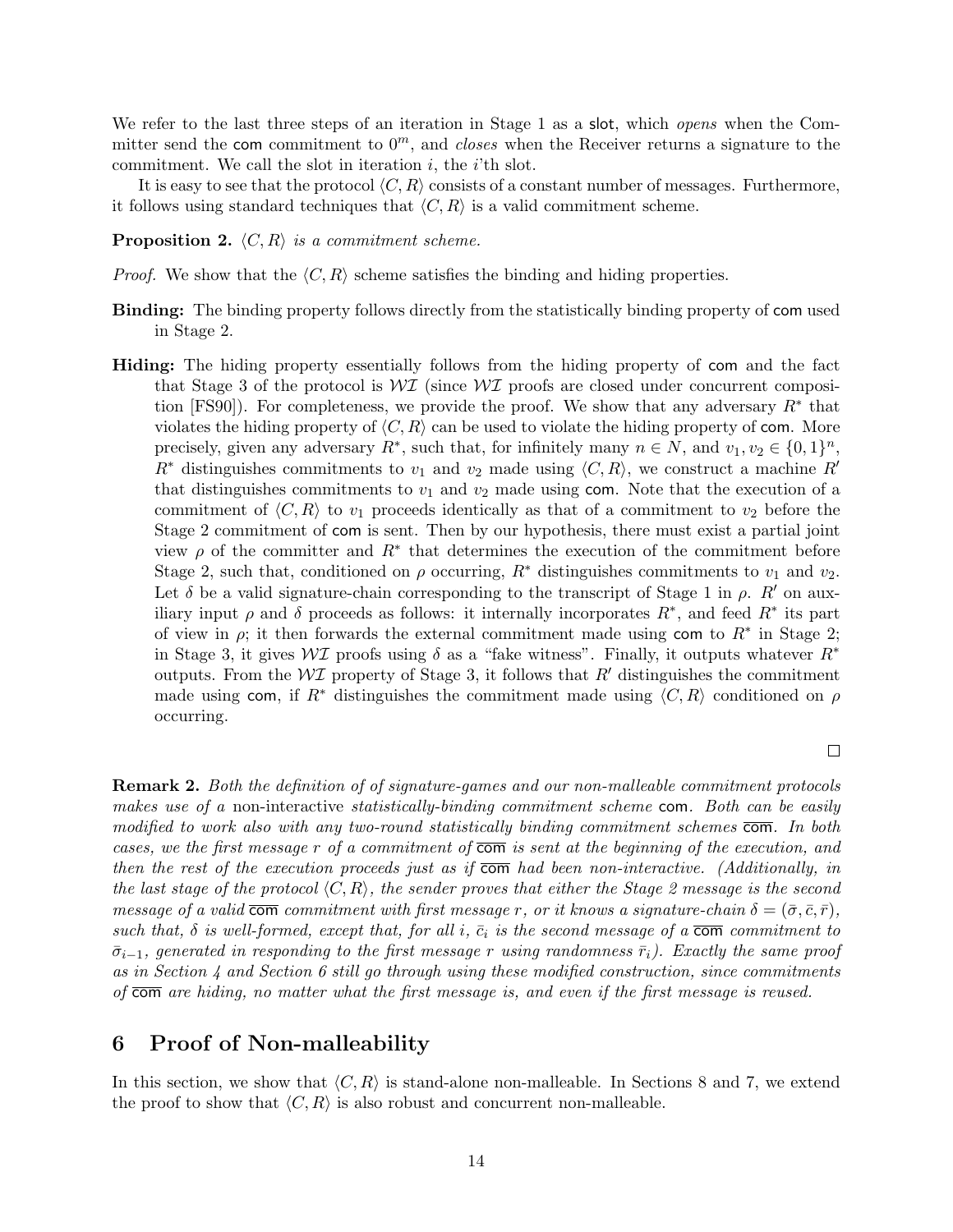We refer to the last three steps of an iteration in Stage 1 as a slot, which *opens* when the Committer send the com commitment to $0^m$, and *closes* when the Receiver returns a signature to the commitment. We call the slot in iteration $i$, the $i$'th slot.

It is easy to see that the protocol $\langle C, R\rangle$ consists of a constant number of messages. Furthermore, it follows using standard techniques that $\langle C, R\rangle$ is a valid commitment scheme.

**Proposition 2.** *$\langle C, R\rangle$ is a commitment scheme.*

*Proof.* We show that the $\langle C, R\rangle$ scheme satisfies the binding and hiding properties.

**Binding:** The binding property follows directly from the statistically binding property of com used in Stage 2.

**Hiding:** The hiding property essentially follows from the hiding property of com and the fact that Stage 3 of the protocol is $\mathcal{WI}$ (since $\mathcal{WI}$ proofs are closed under concurrent composition [FS90]). For completeness, we provide the proof. We show that any adversary $R^*$ that violates the hiding property of $\langle C, R\rangle$ can be used to violate the hiding property of com. More precisely, given any adversary $R^*$, such that, for infinitely many $n \in N$, and $v_1, v_2 \in \{0,1\}^n$, $R^*$ distinguishes commitments to $v_1$ and $v_2$ made using $\langle C, R\rangle$, we construct a machine $R'$ that distinguishes commitments to $v_1$ and $v_2$ made using com. Note that the execution of a commitment of $\langle C, R\rangle$ to $v_1$ proceeds identically as that of a commitment to $v_2$ before the Stage 2 commitment of com is sent. Then by our hypothesis, there must exist a partial joint view $\rho$ of the committer and $R^*$ that determines the execution of the commitment before Stage 2, such that, conditioned on $\rho$ occurring, $R^*$ distinguishes commitments to $v_1$ and $v_2$. Let $\delta$ be a valid signature-chain corresponding to the transcript of Stage 1 in $\rho$. $R'$ on auxiliary input $\rho$ and $\delta$ proceeds as follows: it internally incorporates $R^*$, and feed $R^*$ its part of view in $\rho$; it then forwards the external commitment made using com to $R^*$ in Stage 2; in Stage 3, it gives $\mathcal{WI}$ proofs using $\delta$ as a "fake witness". Finally, it outputs whatever $R^*$ outputs. From the $\mathcal{WI}$ property of Stage 3, it follows that $R'$ distinguishes the commitment made using com, if $R^*$ distinguishes the commitment made using $\langle C, R\rangle$ conditioned on $\rho$ occurring.

$\square$

**Remark 2.** *Both the definition of of signature-games and our non-malleable commitment protocols makes use of a* non-interactive *statistically-binding commitment scheme* com. *Both can be easily modified to work also with any two-round statistically binding commitment schemes* $\overline{\text{com}}$. *In both cases, we the first message $r$ of a commitment of $\overline{\text{com}}$ is sent at the beginning of the execution, and then the rest of the execution proceeds just as if $\overline{\text{com}}$ had been non-interactive. (Additionally, in the last stage of the protocol $\langle C, R\rangle$, the sender proves that either the Stage 2 message is the second message of a valid $\overline{\text{com}}$ commitment with first message $r$, or it knows a signature-chain $\delta = (\bar{\sigma}, \bar{c}, \bar{r})$, such that, $\delta$ is well-formed, except that, for all $i$, $\bar{c}_i$ is the second message of a $\overline{\text{com}}$ commitment to $\bar{\sigma}_{i-1}$, generated in responding to the first message $r$ using randomness $\bar{r}_i$). Exactly the same proof as in Section 4 and Section 6 still go through using these modified construction, since commitments of $\overline{\text{com}}$ are hiding, no matter what the first message is, and even if the first message is reused.*

# 6 Proof of Non-malleability

In this section, we show that $\langle C, R\rangle$ is stand-alone non-malleable. In Sections 8 and 7, we extend the proof to show that $\langle C, R\rangle$ is also robust and concurrent non-malleable.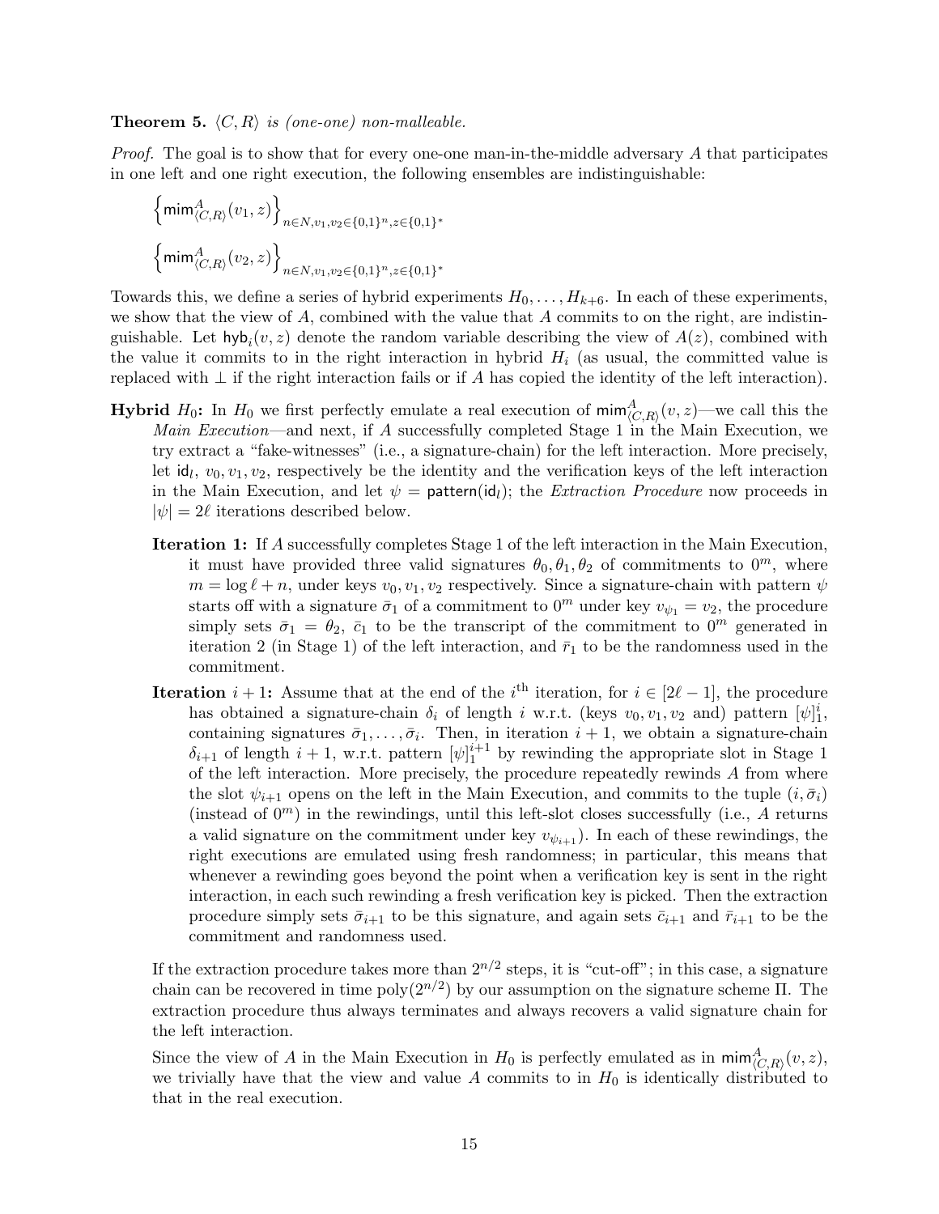**Theorem 5.** *$\langle C, R\rangle$ is (one-one) non-malleable.*

*Proof.* The goal is to show that for every one-one man-in-the-middle adversary $A$ that participates in one left and one right execution, the following ensembles are indistinguishable:

$$\left\{\mathsf{mim}^A_{\langle C,R\rangle}(v_1, z)\right\}_{n\in N, v_1,v_2\in\{0,1\}^n, z\in\{0,1\}^*}$$

$$\left\{\mathsf{mim}^A_{\langle C,R\rangle}(v_2, z)\right\}_{n\in N, v_1,v_2\in\{0,1\}^n, z\in\{0,1\}^*}$$

Towards this, we define a series of hybrid experiments $H_0, \ldots, H_{k+6}$. In each of these experiments, we show that the view of $A$, combined with the value that $A$ commits to on the right, are indistinguishable. Let $\mathsf{hyb}_i(v, z)$ denote the random variable describing the view of $A(z)$, combined with the value it commits to in the right interaction in hybrid $H_i$ (as usual, the committed value is replaced with $\bot$ if the right interaction fails or if $A$ has copied the identity of the left interaction).

**Hybrid $H_0$:** In $H_0$ we first perfectly emulate a real execution of $\mathsf{mim}^A_{\langle C,R\rangle}(v, z)$—we call this the *Main Execution*—and next, if $A$ successfully completed Stage 1 in the Main Execution, we try extract a "fake-witnesses" (i.e., a signature-chain) for the left interaction. More precisely, let $\mathsf{id}_l$, $v_0, v_1, v_2$, respectively be the identity and the verification keys of the left interaction in the Main Execution, and let $\psi = \mathsf{pattern}(\mathsf{id}_l)$; the *Extraction Procedure* now proceeds in $|\psi| = 2\ell$ iterations described below.

**Iteration 1:** If $A$ successfully completes Stage 1 of the left interaction in the Main Execution, it must have provided three valid signatures $\theta_0, \theta_1, \theta_2$ of commitments to $0^m$, where $m = \log \ell + n$, under keys $v_0, v_1, v_2$ respectively. Since a signature-chain with pattern $\psi$ starts off with a signature $\bar{\sigma}_1$ of a commitment to $0^m$ under key $v_{\psi_1} = v_2$, the procedure simply sets $\bar{\sigma}_1 = \theta_2$, $\bar{c}_1$ to be the transcript of the commitment to $0^m$ generated in iteration 2 (in Stage 1) of the left interaction, and $\bar{r}_1$ to be the randomness used in the commitment.

**Iteration $i+1$:** Assume that at the end of the $i^{\text{th}}$ iteration, for $i \in [2\ell - 1]$, the procedure has obtained a signature-chain $\delta_i$ of length $i$ w.r.t. (keys $v_0, v_1, v_2$ and) pattern $[\psi]_1^i$, containing signatures $\bar{\sigma}_1, \ldots, \bar{\sigma}_i$. Then, in iteration $i+1$, we obtain a signature-chain $\delta_{i+1}$ of length $i+1$, w.r.t. pattern $[\psi]_1^{i+1}$ by rewinding the appropriate slot in Stage 1 of the left interaction. More precisely, the procedure repeatedly rewinds $A$ from where the slot $\psi_{i+1}$ opens on the left in the Main Execution, and commits to the tuple $(i, \bar{\sigma}_i)$ (instead of $0^m$) in the rewindings, until this left-slot closes successfully (i.e., $A$ returns a valid signature on the commitment under key $v_{\psi_{i+1}}$). In each of these rewindings, the right executions are emulated using fresh randomness; in particular, this means that whenever a rewinding goes beyond the point when a verification key is sent in the right interaction, in each such rewinding a fresh verification key is picked. Then the extraction procedure simply sets $\bar{\sigma}_{i+1}$ to be this signature, and again sets $\bar{c}_{i+1}$ and $\bar{r}_{i+1}$ to be the commitment and randomness used.

If the extraction procedure takes more than $2^{n/2}$ steps, it is "cut-off"; in this case, a signature chain can be recovered in time $\mathrm{poly}(2^{n/2})$ by our assumption on the signature scheme $\Pi$. The extraction procedure thus always terminates and always recovers a valid signature chain for the left interaction.

Since the view of $A$ in the Main Execution in $H_0$ is perfectly emulated as in $\mathsf{mim}^A_{\langle C,R\rangle}(v, z)$, we trivially have that the view and value $A$ commits to in $H_0$ is identically distributed to that in the real execution.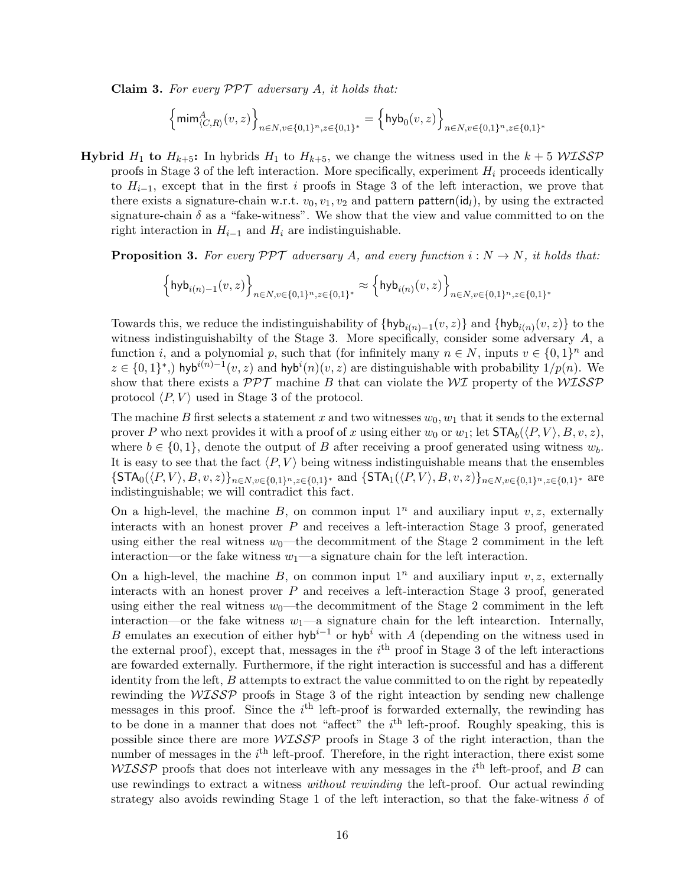**Claim 3.** *For every $\mathcal{PPT}$ adversary $A$, it holds that:*

$$\left\{\mathsf{mim}^{A}_{\langle C,R\rangle}(v,z)\right\}_{n\in N,v\in\{0,1\}^n,z\in\{0,1\}^*} = \left\{\mathsf{hyb}_0(v,z)\right\}_{n\in N,v\in\{0,1\}^n,z\in\{0,1\}^*}$$

**Hybrid $H_1$ to $H_{k+5}$:** In hybrids $H_1$ to $H_{k+5}$, we change the witness used in the $k+5$ $\mathcal{WISSP}$ proofs in Stage 3 of the left interaction. More specifically, experiment $H_i$ proceeds identically to $H_{i-1}$, except that in the first $i$ proofs in Stage 3 of the left interaction, we prove that there exists a signature-chain w.r.t. $v_0, v_1, v_2$ and pattern $\mathsf{pattern}(\mathsf{id}_l)$, by using the extracted signature-chain $\delta$ as a "fake-witness". We show that the view and value committed to on the right interaction in $H_{i-1}$ and $H_i$ are indistinguishable.

**Proposition 3.** *For every $\mathcal{PPT}$ adversary $A$, and every function $i : N \to N$, it holds that:*

$$\left\{\mathsf{hyb}_{i(n)-1}(v,z)\right\}_{n\in N,v\in\{0,1\}^n,z\in\{0,1\}^*} \approx \left\{\mathsf{hyb}_{i(n)}(v,z)\right\}_{n\in N,v\in\{0,1\}^n,z\in\{0,1\}^*}$$

Towards this, we reduce the indistinguishability of $\{\mathsf{hyb}_{i(n)-1}(v,z)\}$ and $\{\mathsf{hyb}_{i(n)}(v,z)\}$ to the witness indistinguishabilty of the Stage 3. More specifically, consider some adversary $A$, a function $i$, and a polynomial $p$, such that (for infinitely many $n \in N$, inputs $v \in \{0,1\}^n$ and $z \in \{0,1\}^*$,) $\mathsf{hyb}^{i(n)-1}(v,z)$ and $\mathsf{hyb}^{i}(n)(v,z)$ are distinguishable with probability $1/p(n)$. We show that there exists a $\mathcal{PPT}$ machine $B$ that can violate the $\mathcal{WI}$ property of the $\mathcal{WISSP}$ protocol $\langle P, V\rangle$ used in Stage 3 of the protocol.

The machine $B$ first selects a statement $x$ and two witnesses $w_0, w_1$ that it sends to the external prover $P$ who next provides it with a proof of $x$ using either $w_0$ or $w_1$; let $\mathsf{STA}_b(\langle P,V\rangle, B, v, z)$, where $b \in \{0,1\}$, denote the output of $B$ after receiving a proof generated using witness $w_b$. It is easy to see that the fact $\langle P, V\rangle$ being witness indistinguishable means that the ensembles $\{\mathsf{STA}_0(\langle P,V\rangle, B, v, z)\}_{n\in N,v\in\{0,1\}^n,z\in\{0,1\}^*}$ and $\{\mathsf{STA}_1(\langle P,V\rangle, B, v, z)\}_{n\in N,v\in\{0,1\}^n,z\in\{0,1\}^*}$ are indistinguishable; we will contradict this fact.

On a high-level, the machine $B$, on common input $1^n$ and auxiliary input $v, z$, externally interacts with an honest prover $P$ and receives a left-interaction Stage 3 proof, generated using either the real witness $w_0$—the decommitment of the Stage 2 commiment in the left interaction—or the fake witness $w_1$—a signature chain for the left interaction.

On a high-level, the machine $B$, on common input $1^n$ and auxiliary input $v, z$, externally interacts with an honest prover $P$ and receives a left-interaction Stage 3 proof, generated using either the real witness $w_0$—the decommitment of the Stage 2 commiment in the left interaction—or the fake witness $w_1$—a signature chain for the left intearction. Internally, $B$ emulates an execution of either $\mathsf{hyb}^{i-1}$ or $\mathsf{hyb}^{i}$ with $A$ (depending on the witness used in the external proof), except that, messages in the $i^{\text{th}}$ proof in Stage 3 of the left interactions are fowarded externally. Furthermore, if the right interaction is successful and has a different identity from the left, $B$ attempts to extract the value committed to on the right by repeatedly rewinding the $\mathcal{WISSP}$ proofs in Stage 3 of the right inteaction by sending new challenge messages in this proof. Since the $i^{\text{th}}$ left-proof is forwarded externally, the rewinding has to be done in a manner that does not "affect" the $i^{\text{th}}$ left-proof. Roughly speaking, this is possible since there are more $\mathcal{WISSP}$ proofs in Stage 3 of the right interaction, than the number of messages in the $i^{\text{th}}$ left-proof. Therefore, in the right interaction, there exist some $\mathcal{WISSP}$ proofs that does not interleave with any messages in the $i^{\text{th}}$ left-proof, and $B$ can use rewindings to extract a witness *without rewinding* the left-proof. Our actual rewinding strategy also avoids rewinding Stage 1 of the left interaction, so that the fake-witness $\delta$ of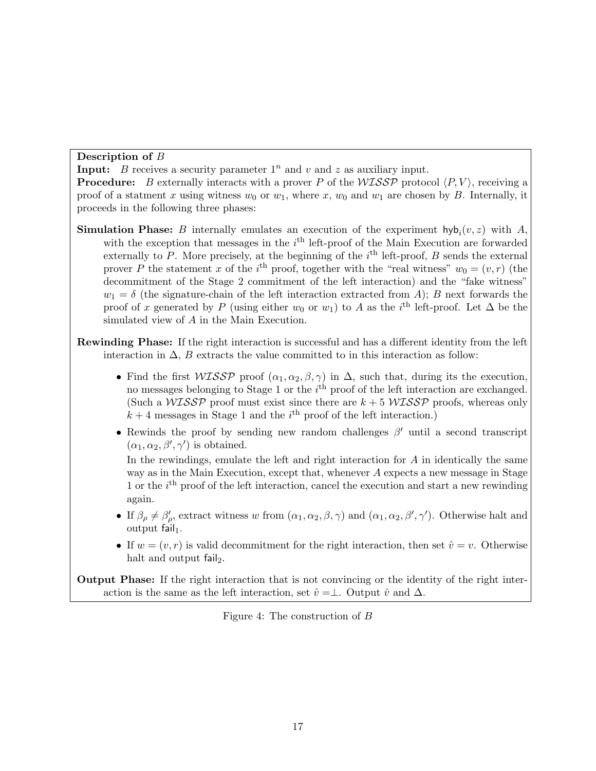**Description of $B$**

**Input:** $B$ receives a security parameter $1^n$ and $v$ and $z$ as auxiliary input.

**Procedure:** $B$ externally interacts with a prover $P$ of the $\mathcal{WISSP}$ protocol $\langle P, V \rangle$, receiving a proof of a statment $x$ using witness $w_0$ or $w_1$, where $x$, $w_0$ and $w_1$ are chosen by $B$. Internally, it proceeds in the following three phases:

**Simulation Phase:** $B$ internally emulates an execution of the experiment $\mathsf{hyb}_i(v, z)$ with $A$, with the exception that messages in the $i^{\text{th}}$ left-proof of the Main Execution are forwarded externally to $P$. More precisely, at the beginning of the $i^{\text{th}}$ left-proof, $B$ sends the external prover $P$ the statement $x$ of the $i^{\text{th}}$ proof, together with the "real witness" $w_0 = (v, r)$ (the decommitment of the Stage 2 commitment of the left interaction) and the "fake witness" $w_1 = \delta$ (the signature-chain of the left interaction extracted from $A$); $B$ next forwards the proof of $x$ generated by $P$ (using either $w_0$ or $w_1$) to $A$ as the $i^{\text{th}}$ left-proof. Let $\Delta$ be the simulated view of $A$ in the Main Execution.

**Rewinding Phase:** If the right interaction is successful and has a different identity from the left interaction in $\Delta$, $B$ extracts the value committed to in this interaction as follow:

- Find the first $\mathcal{WISSP}$ proof $(\alpha_1, \alpha_2, \beta, \gamma)$ in $\Delta$, such that, during its the execution, no messages belonging to Stage 1 or the $i^{\text{th}}$ proof of the left interaction are exchanged. (Such a $\mathcal{WISSP}$ proof must exist since there are $k + 5$ $\mathcal{WISSP}$ proofs, whereas only $k + 4$ messages in Stage 1 and the $i^{\text{th}}$ proof of the left interaction.)
- Rewinds the proof by sending new random challenges $\beta'$ until a second transcript $(\alpha_1, \alpha_2, \beta', \gamma')$ is obtained.

  In the rewindings, emulate the left and right interaction for $A$ in identically the same way as in the Main Execution, except that, whenever $A$ expects a new message in Stage 1 or the $i^{\text{th}}$ proof of the left interaction, cancel the execution and start a new rewinding again.
- If $\beta_\rho \neq \beta'_\rho$, extract witness $w$ from $(\alpha_1, \alpha_2, \beta, \gamma)$ and $(\alpha_1, \alpha_2, \beta', \gamma')$. Otherwise halt and output $\mathsf{fail}_1$.
- If $w = (v, r)$ is valid decommitment for the right interaction, then set $\hat{v} = v$. Otherwise halt and output $\mathsf{fail}_2$.

**Output Phase:** If the right interaction that is not convincing or the identity of the right interaction is the same as the left interaction, set $\hat{v} = \perp$. Output $\hat{v}$ and $\Delta$.

Figure 4: The construction of $B$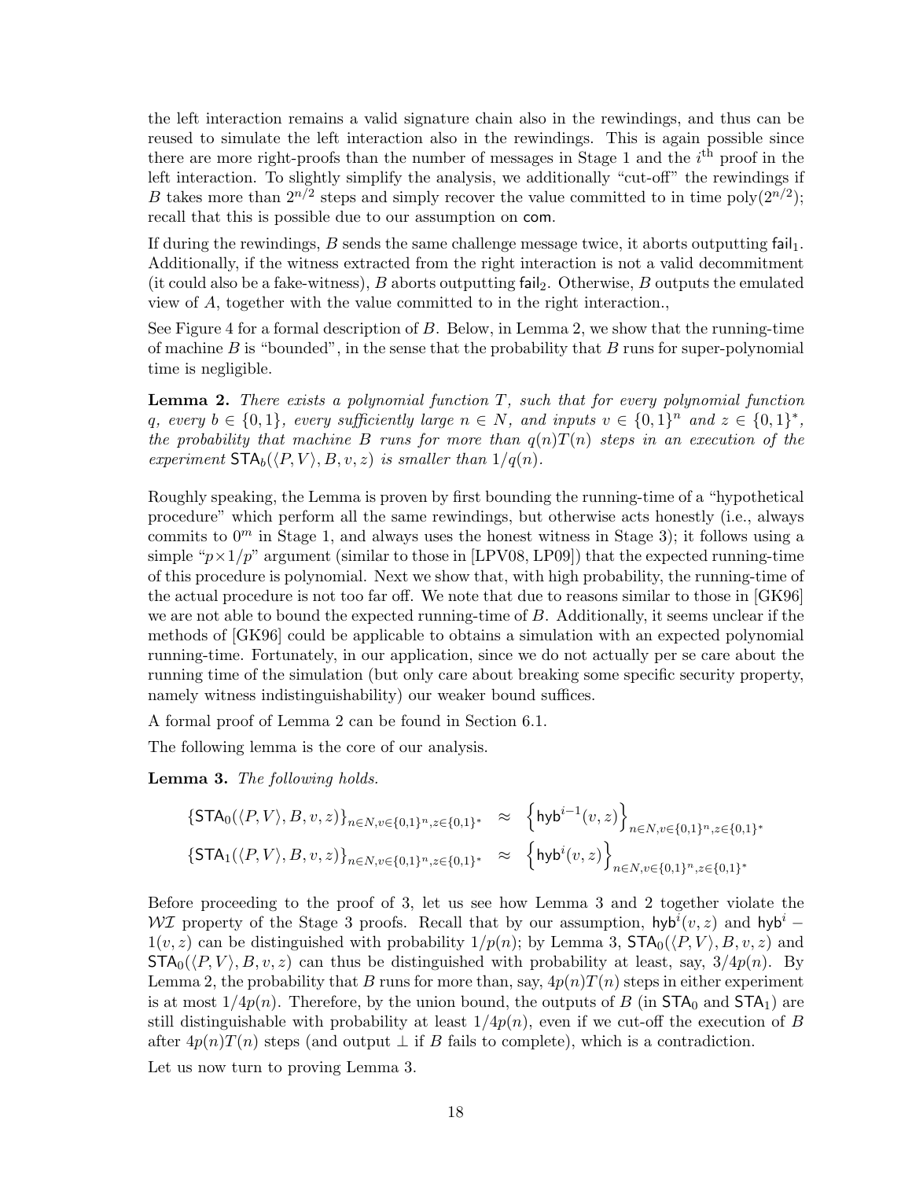the left interaction remains a valid signature chain also in the rewindings, and thus can be reused to simulate the left interaction also in the rewindings. This is again possible since there are more right-proofs than the number of messages in Stage 1 and the $i^{\text{th}}$ proof in the left interaction. To slightly simplify the analysis, we additionally "cut-off" the rewindings if $B$ takes more than $2^{n/2}$ steps and simply recover the value committed to in time $\text{poly}(2^{n/2})$; recall that this is possible due to our assumption on $\mathsf{com}$.

If during the rewindings, $B$ sends the same challenge message twice, it aborts outputting $\mathsf{fail}_1$. Additionally, if the witness extracted from the right interaction is not a valid decommitment (it could also be a fake-witness), $B$ aborts outputting $\mathsf{fail}_2$. Otherwise, $B$ outputs the emulated view of $A$, together with the value committed to in the right interaction.,

See Figure 4 for a formal description of $B$. Below, in Lemma 2, we show that the running-time of machine $B$ is "bounded", in the sense that the probability that $B$ runs for super-polynomial time is negligible.

**Lemma 2.** *There exists a polynomial function $T$, such that for every polynomial function $q$, every $b \in \{0,1\}$, every sufficiently large $n \in N$, and inputs $v \in \{0,1\}^n$ and $z \in \{0,1\}^*$, the probability that machine $B$ runs for more than $q(n)T(n)$ steps in an execution of the experiment $\mathsf{STA}_b(\langle P,V\rangle, B, v, z)$ is smaller than $1/q(n)$.*

Roughly speaking, the Lemma is proven by first bounding the running-time of a "hypothetical procedure" which perform all the same rewindings, but otherwise acts honestly (i.e., always commits to $0^m$ in Stage 1, and always uses the honest witness in Stage 3); it follows using a simple "$p \times 1/p$" argument (similar to those in [LPV08, LP09]) that the expected running-time of this procedure is polynomial. Next we show that, with high probability, the running-time of the actual procedure is not too far off. We note that due to reasons similar to those in [GK96] we are not able to bound the expected running-time of $B$. Additionally, it seems unclear if the methods of [GK96] could be applicable to obtains a simulation with an expected polynomial running-time. Fortunately, in our application, since we do not actually per se care about the running time of the simulation (but only care about breaking some specific security property, namely witness indistinguishability) our weaker bound suffices.

A formal proof of Lemma 2 can be found in Section 6.1.

The following lemma is the core of our analysis.

**Lemma 3.** *The following holds.*

$$\{\mathsf{STA}_0(\langle P,V\rangle, B, v, z)\}_{n\in N, v\in\{0,1\}^n, z\in\{0,1\}^*} \approx \left\{\mathsf{hyb}^{i-1}(v,z)\right\}_{n\in N, v\in\{0,1\}^n, z\in\{0,1\}^*}$$

$$\{\mathsf{STA}_1(\langle P,V\rangle, B, v, z)\}_{n\in N, v\in\{0,1\}^n, z\in\{0,1\}^*} \approx \left\{\mathsf{hyb}^{i}(v,z)\right\}_{n\in N, v\in\{0,1\}^n, z\in\{0,1\}^*}$$

Before proceeding to the proof of 3, let us see how Lemma 3 and 2 together violate the $\mathcal{WI}$ property of the Stage 3 proofs. Recall that by our assumption, $\mathsf{hyb}^i(v,z)$ and $\mathsf{hyb}^i - 1(v,z)$ can be distinguished with probability $1/p(n)$; by Lemma 3, $\mathsf{STA}_0(\langle P,V\rangle, B, v, z)$ and $\mathsf{STA}_0(\langle P,V\rangle, B, v, z)$ can thus be distinguished with probability at least, say, $3/4p(n)$. By Lemma 2, the probability that $B$ runs for more than, say, $4p(n)T(n)$ steps in either experiment is at most $1/4p(n)$. Therefore, by the union bound, the outputs of $B$ (in $\mathsf{STA}_0$ and $\mathsf{STA}_1$) are still distinguishable with probability at least $1/4p(n)$, even if we cut-off the execution of $B$ after $4p(n)T(n)$ steps (and output $\perp$ if $B$ fails to complete), which is a contradiction.

Let us now turn to proving Lemma 3.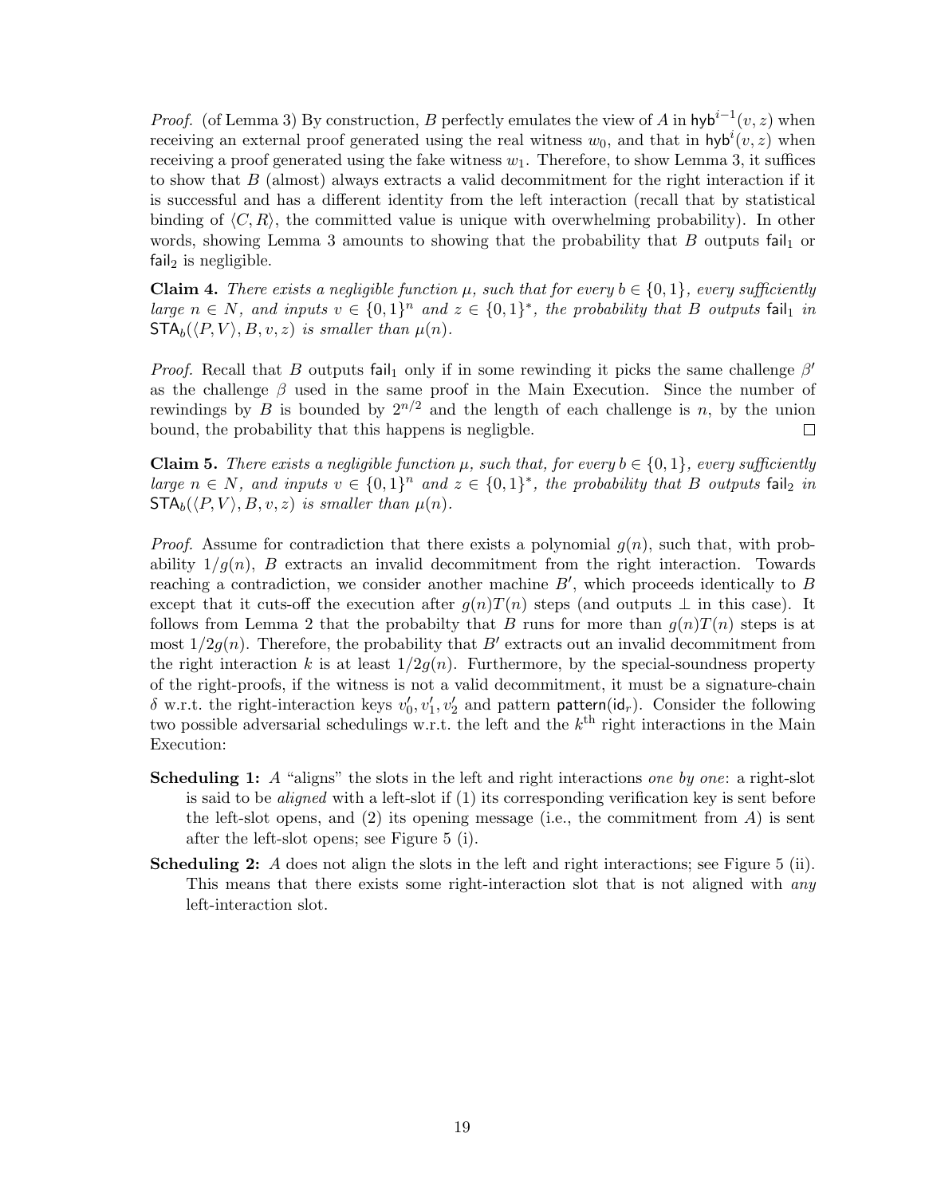*Proof.* (of Lemma 3) By construction, $B$ perfectly emulates the view of $A$ in $\mathsf{hyb}^{i-1}(v,z)$ when receiving an external proof generated using the real witness $w_0$, and that in $\mathsf{hyb}^{i}(v,z)$ when receiving a proof generated using the fake witness $w_1$. Therefore, to show Lemma 3, it suffices to show that $B$ (almost) always extracts a valid decommitment for the right interaction if it is successful and has a different identity from the left interaction (recall that by statistical binding of $\langle C, R\rangle$, the committed value is unique with overwhelming probability). In other words, showing Lemma 3 amounts to showing that the probability that $B$ outputs $\mathsf{fail}_1$ or $\mathsf{fail}_2$ is negligible.

**Claim 4.** *There exists a negligible function $\mu$, such that for every $b \in \{0,1\}$, every sufficiently large $n \in N$, and inputs $v \in \{0,1\}^n$ and $z \in \{0,1\}^*$, the probability that $B$ outputs $\mathsf{fail}_1$ in $\mathsf{STA}_b(\langle P, V\rangle, B, v, z)$ is smaller than $\mu(n)$.*

*Proof.* Recall that $B$ outputs $\mathsf{fail}_1$ only if in some rewinding it picks the same challenge $\beta'$ as the challenge $\beta$ used in the same proof in the Main Execution. Since the number of rewindings by $B$ is bounded by $2^{n/2}$ and the length of each challenge is $n$, by the union bound, the probability that this happens is negligble. □

**Claim 5.** *There exists a negligible function $\mu$, such that, for every $b \in \{0,1\}$, every sufficiently large $n \in N$, and inputs $v \in \{0,1\}^n$ and $z \in \{0,1\}^*$, the probability that $B$ outputs $\mathsf{fail}_2$ in $\mathsf{STA}_b(\langle P, V\rangle, B, v, z)$ is smaller than $\mu(n)$.*

*Proof.* Assume for contradiction that there exists a polynomial $g(n)$, such that, with probability $1/g(n)$, $B$ extracts an invalid decommitment from the right interaction. Towards reaching a contradiction, we consider another machine $B'$, which proceeds identically to $B$ except that it cuts-off the execution after $g(n)T(n)$ steps (and outputs $\perp$ in this case). It follows from Lemma 2 that the probabilty that $B$ runs for more than $g(n)T(n)$ steps is at most $1/2g(n)$. Therefore, the probability that $B'$ extracts out an invalid decommitment from the right interaction $k$ is at least $1/2g(n)$. Furthermore, by the special-soundness property of the right-proofs, if the witness is not a valid decommitment, it must be a signature-chain $\delta$ w.r.t. the right-interaction keys $v'_0, v'_1, v'_2$ and pattern $\mathsf{pattern}(\mathsf{id}_r)$. Consider the following two possible adversarial schedulings w.r.t. the left and the $k^{\text{th}}$ right interactions in the Main Execution:

**Scheduling 1:** $A$ "aligns" the slots in the left and right interactions *one by one*: a right-slot is said to be *aligned* with a left-slot if (1) its corresponding verification key is sent before the left-slot opens, and (2) its opening message (i.e., the commitment from $A$) is sent after the left-slot opens; see Figure 5 (i).

**Scheduling 2:** $A$ does not align the slots in the left and right interactions; see Figure 5 (ii). This means that there exists some right-interaction slot that is not aligned with *any* left-interaction slot.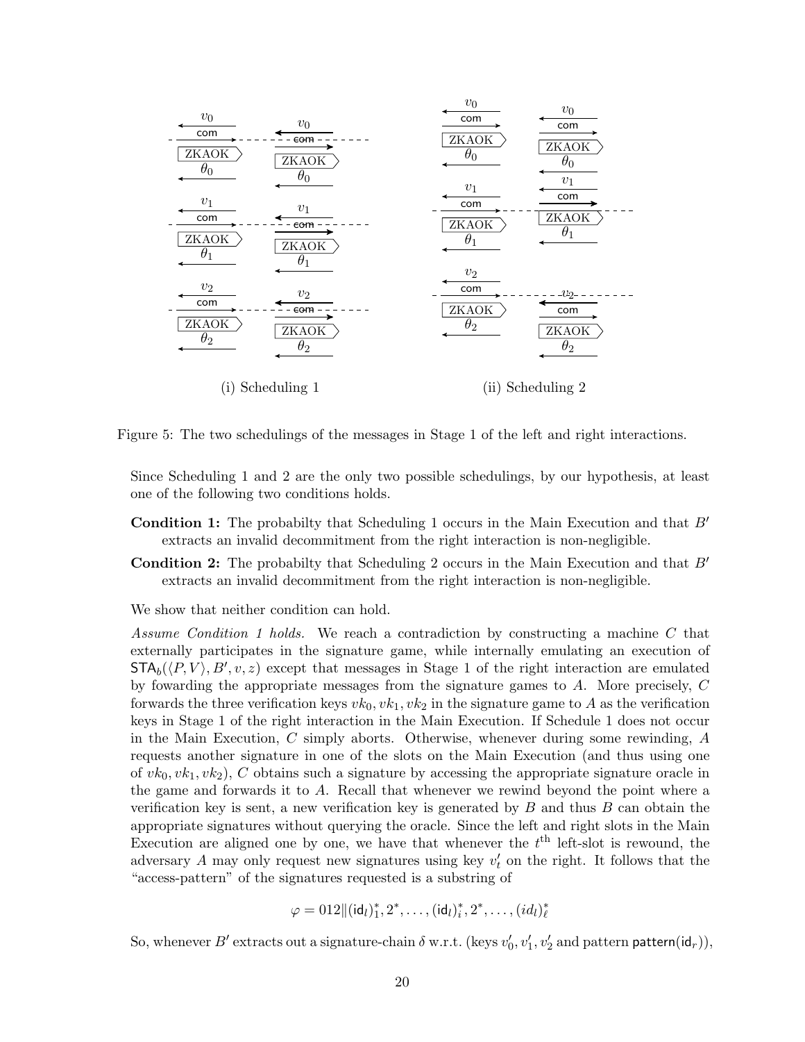Figure 5: The two schedulings of the messages in Stage 1 of the left and right interactions.

Since Scheduling 1 and 2 are the only two possible schedulings, by our hypothesis, at least one of the following two conditions holds.

**Condition 1:** The probabilty that Scheduling 1 occurs in the Main Execution and that $B'$ extracts an invalid decommitment from the right interaction is non-negligible.

**Condition 2:** The probabilty that Scheduling 2 occurs in the Main Execution and that $B'$ extracts an invalid decommitment from the right interaction is non-negligible.

We show that neither condition can hold.

*Assume Condition 1 holds.* We reach a contradiction by constructing a machine $C$ that externally participates in the signature game, while internally emulating an execution of $\mathsf{STA}_b(\langle P, V\rangle, B', v, z)$ except that messages in Stage 1 of the right interaction are emulated by fowarding the appropriate messages from the signature games to $A$. More precisely, $C$ forwards the three verification keys $vk_0, vk_1, vk_2$ in the signature game to $A$ as the verification keys in Stage 1 of the right interaction in the Main Execution. If Schedule 1 does not occur in the Main Execution, $C$ simply aborts. Otherwise, whenever during some rewinding, $A$ requests another signature in one of the slots on the Main Execution (and thus using one of $vk_0, vk_1, vk_2$), $C$ obtains such a signature by accessing the appropriate signature oracle in the game and forwards it to $A$. Recall that whenever we rewind beyond the point where a verification key is sent, a new verification key is generated by $B$ and thus $B$ can obtain the appropriate signatures without querying the oracle. Since the left and right slots in the Main Execution are aligned one by one, we have that whenever the $t^{\text{th}}$ left-slot is rewound, the adversary $A$ may only request new signatures using key $v'_t$ on the right. It follows that the "access-pattern" of the signatures requested is a substring of

$$\varphi = 012\|(\mathsf{id}_l)_1^*, 2^*, \ldots, (\mathsf{id}_l)_i^*, 2^*, \ldots, (id_l)_\ell^*$$

So, whenever $B'$ extracts out a signature-chain $\delta$ w.r.t. (keys $v'_0, v'_1, v'_2$ and pattern $\mathsf{pattern}(\mathsf{id}_r)$),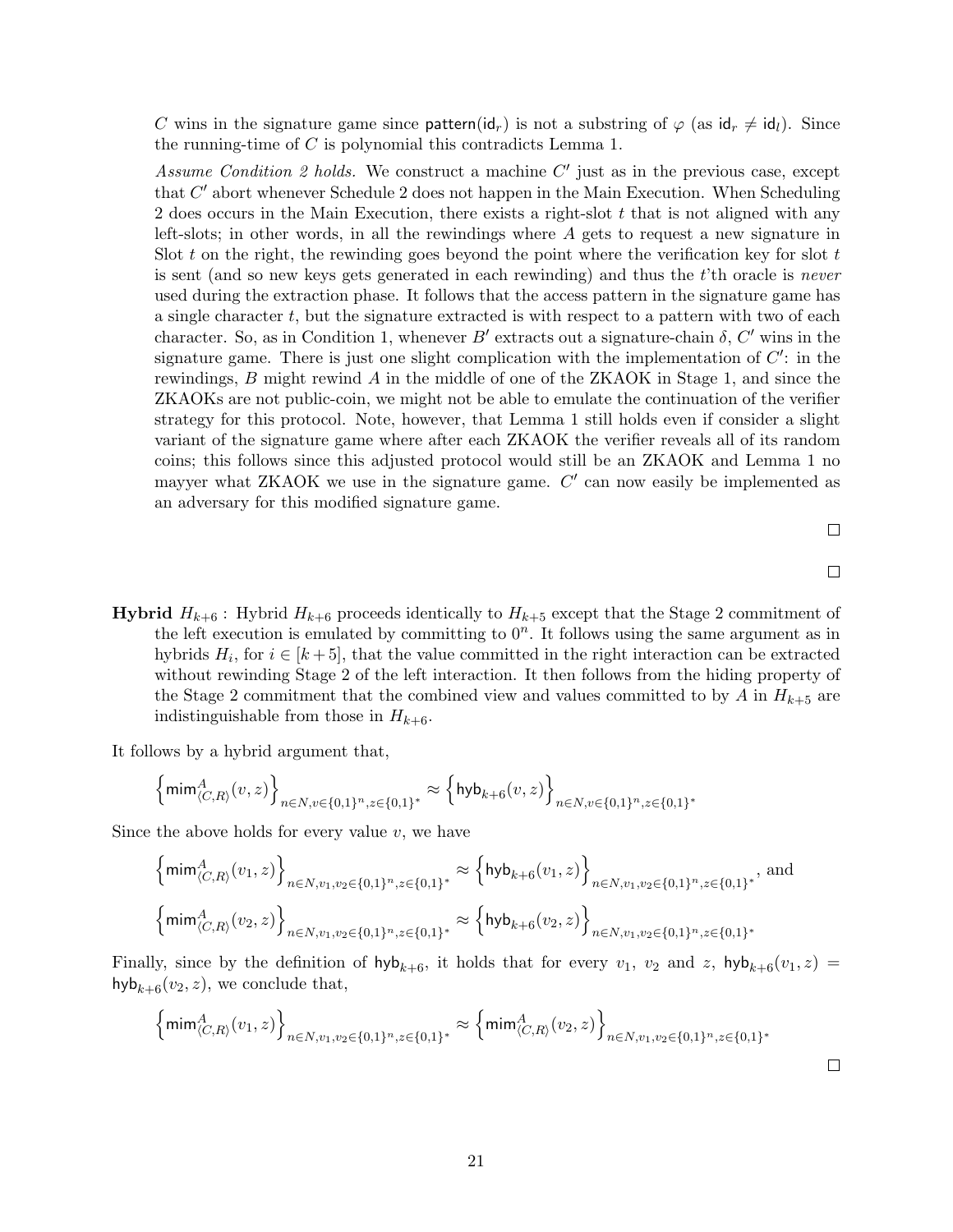$C$ wins in the signature game since $\mathsf{pattern}(\mathsf{id}_r)$ is not a substring of $\varphi$ (as $\mathsf{id}_r \neq \mathsf{id}_l$). Since the running-time of $C$ is polynomial this contradicts Lemma 1.

*Assume Condition 2 holds.* We construct a machine $C'$ just as in the previous case, except that $C'$ abort whenever Schedule 2 does not happen in the Main Execution. When Scheduling 2 does occurs in the Main Execution, there exists a right-slot $t$ that is not aligned with any left-slots; in other words, in all the rewindings where $A$ gets to request a new signature in Slot $t$ on the right, the rewinding goes beyond the point where the verification key for slot $t$ is sent (and so new keys gets generated in each rewinding) and thus the $t$'th oracle is *never* used during the extraction phase. It follows that the access pattern in the signature game has a single character $t$, but the signature extracted is with respect to a pattern with two of each character. So, as in Condition 1, whenever $B'$ extracts out a signature-chain $\delta$, $C'$ wins in the signature game. There is just one slight complication with the implementation of $C'$: in the rewindings, $B$ might rewind $A$ in the middle of one of the ZKAOK in Stage 1, and since the ZKAOKs are not public-coin, we might not be able to emulate the continuation of the verifier strategy for this protocol. Note, however, that Lemma 1 still holds even if consider a slight variant of the signature game where after each ZKAOK the verifier reveals all of its random coins; this follows since this adjusted protocol would still be an ZKAOK and Lemma 1 no mayyer what ZKAOK we use in the signature game. $C'$ can now easily be implemented as an adversary for this modified signature game.

□

□

**Hybrid** $H_{k+6}$ : Hybrid $H_{k+6}$ proceeds identically to $H_{k+5}$ except that the Stage 2 commitment of the left execution is emulated by committing to $0^n$. It follows using the same argument as in hybrids $H_i$, for $i \in [k+5]$, that the value committed in the right interaction can be extracted without rewinding Stage 2 of the left interaction. It then follows from the hiding property of the Stage 2 commitment that the combined view and values committed to by $A$ in $H_{k+5}$ are indistinguishable from those in $H_{k+6}$.

It follows by a hybrid argument that,

$$\left\{\mathsf{mim}^A_{\langle C,R\rangle}(v,z)\right\}_{n\in N, v\in\{0,1\}^n, z\in\{0,1\}^*} \approx \left\{\mathsf{hyb}_{k+6}(v,z)\right\}_{n\in N, v\in\{0,1\}^n, z\in\{0,1\}^*}$$

Since the above holds for every value $v$, we have

$$\left\{\mathsf{mim}^A_{\langle C,R\rangle}(v_1,z)\right\}_{n\in N, v_1,v_2\in\{0,1\}^n, z\in\{0,1\}^*} \approx \left\{\mathsf{hyb}_{k+6}(v_1,z)\right\}_{n\in N, v_1,v_2\in\{0,1\}^n, z\in\{0,1\}^*}, \text{ and}$$

$$\left\{\mathsf{mim}^A_{\langle C,R\rangle}(v_2,z)\right\}_{n\in N, v_1,v_2\in\{0,1\}^n, z\in\{0,1\}^*} \approx \left\{\mathsf{hyb}_{k+6}(v_2,z)\right\}_{n\in N, v_1,v_2\in\{0,1\}^n, z\in\{0,1\}^*}$$

Finally, since by the definition of $\mathsf{hyb}_{k+6}$, it holds that for every $v_1$, $v_2$ and $z$, $\mathsf{hyb}_{k+6}(v_1,z) = \mathsf{hyb}_{k+6}(v_2,z)$, we conclude that,

$$\left\{\mathsf{mim}^A_{\langle C,R\rangle}(v_1,z)\right\}_{n\in N, v_1,v_2\in\{0,1\}^n, z\in\{0,1\}^*} \approx \left\{\mathsf{mim}^A_{\langle C,R\rangle}(v_2,z)\right\}_{n\in N, v_1,v_2\in\{0,1\}^n, z\in\{0,1\}^*}$$

□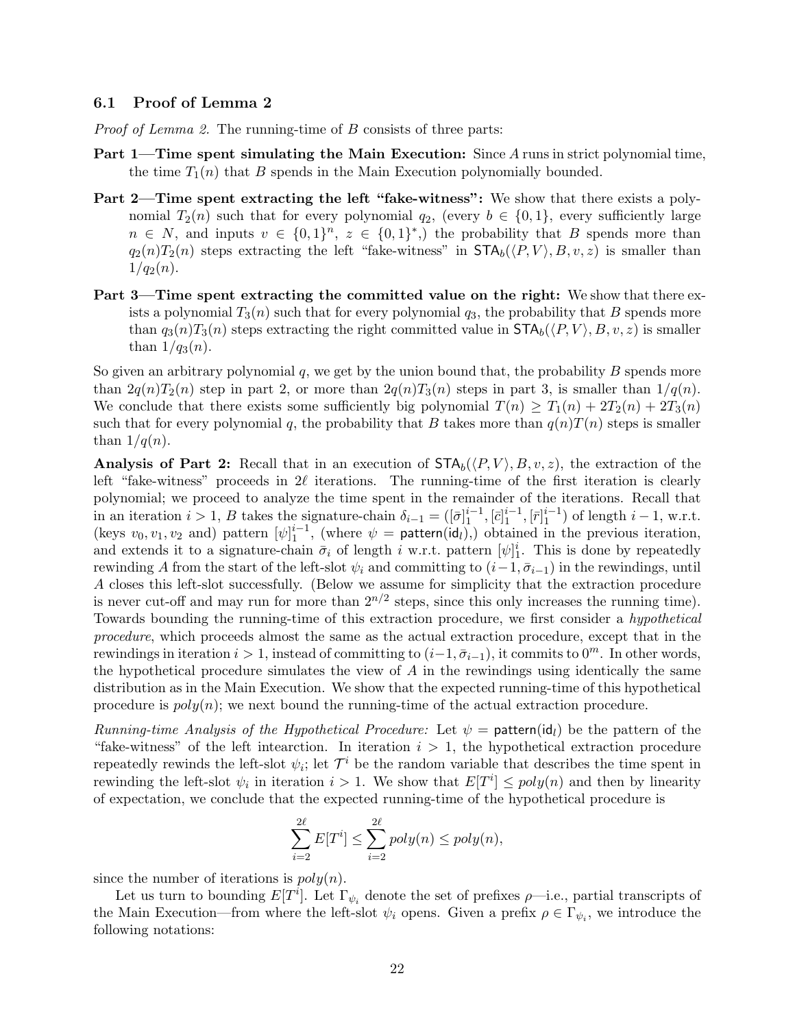### 6.1 Proof of Lemma 2

*Proof of Lemma 2.* The running-time of $B$ consists of three parts:

**Part 1—Time spent simulating the Main Execution:** Since $A$ runs in strict polynomial time, the time $T_1(n)$ that $B$ spends in the Main Execution polynomially bounded.

**Part 2—Time spent extracting the left "fake-witness":** We show that there exists a polynomial $T_2(n)$ such that for every polynomial $q_2$, (every $b \in \{0,1\}$, every sufficiently large $n \in N$, and inputs $v \in \{0,1\}^n$, $z \in \{0,1\}^*$,) the probability that $B$ spends more than $q_2(n)T_2(n)$ steps extracting the left "fake-witness" in $\mathsf{STA}_b(\langle P, V \rangle, B, v, z)$ is smaller than $1/q_2(n)$.

**Part 3—Time spent extracting the committed value on the right:** We show that there exists a polynomial $T_3(n)$ such that for every polynomial $q_3$, the probability that $B$ spends more than $q_3(n)T_3(n)$ steps extracting the right committed value in $\mathsf{STA}_b(\langle P, V \rangle, B, v, z)$ is smaller than $1/q_3(n)$.

So given an arbitrary polynomial $q$, we get by the union bound that, the probability $B$ spends more than $2q(n)T_2(n)$ step in part 2, or more than $2q(n)T_3(n)$ steps in part 3, is smaller than $1/q(n)$. We conclude that there exists some sufficiently big polynomial $T(n) \geq T_1(n) + 2T_2(n) + 2T_3(n)$ such that for every polynomial $q$, the probability that $B$ takes more than $q(n)T(n)$ steps is smaller than $1/q(n)$.

**Analysis of Part 2:** Recall that in an execution of $\mathsf{STA}_b(\langle P, V \rangle, B, v, z)$, the extraction of the left "fake-witness" proceeds in $2\ell$ iterations. The running-time of the first iteration is clearly polynomial; we proceed to analyze the time spent in the remainder of the iterations. Recall that in an iteration $i > 1$, $B$ takes the signature-chain $\delta_{i-1} = ([\bar{\sigma}]_1^{i-1}, [\bar{c}]_1^{i-1}, [\bar{r}]_1^{i-1})$ of length $i-1$, w.r.t. (keys $v_0, v_1, v_2$ and) pattern $[\psi]_1^{i-1}$, (where $\psi = \mathsf{pattern}(\mathsf{id}_l)$,) obtained in the previous iteration, and extends it to a signature-chain $\bar{\sigma}_i$ of length $i$ w.r.t. pattern $[\psi]_1^i$. This is done by repeatedly rewinding $A$ from the start of the left-slot $\psi_i$ and committing to $(i-1, \bar{\sigma}_{i-1})$ in the rewindings, until $A$ closes this left-slot successfully. (Below we assume for simplicity that the extraction procedure is never cut-off and may run for more than $2^{n/2}$ steps, since this only increases the running time). Towards bounding the running-time of this extraction procedure, we first consider a *hypothetical procedure*, which proceeds almost the same as the actual extraction procedure, except that in the rewindings in iteration $i > 1$, instead of committing to $(i-1, \bar{\sigma}_{i-1})$, it commits to $0^m$. In other words, the hypothetical procedure simulates the view of $A$ in the rewindings using identically the same distribution as in the Main Execution. We show that the expected running-time of this hypothetical procedure is $poly(n)$; we next bound the running-time of the actual extraction procedure.

*Running-time Analysis of the Hypothetical Procedure:* Let $\psi = \mathsf{pattern}(\mathsf{id}_l)$ be the pattern of the "fake-witness" of the left intearction. In iteration $i > 1$, the hypothetical extraction procedure repeatedly rewinds the left-slot $\psi_i$; let $\mathcal{T}^i$ be the random variable that describes the time spent in rewinding the left-slot $\psi_i$ in iteration $i > 1$. We show that $E[\mathcal{T}^i] \leq poly(n)$ and then by linearity of expectation, we conclude that the expected running-time of the hypothetical procedure is

$$\sum_{i=2}^{2\ell} E[\mathcal{T}^i] \leq \sum_{i=2}^{2\ell} poly(n) \leq poly(n),$$

since the number of iterations is $poly(n)$.

Let us turn to bounding $E[\mathcal{T}^i]$. Let $\Gamma_{\psi_i}$ denote the set of prefixes $\rho$—i.e., partial transcripts of the Main Execution—from where the left-slot $\psi_i$ opens. Given a prefix $\rho \in \Gamma_{\psi_i}$, we introduce the following notations: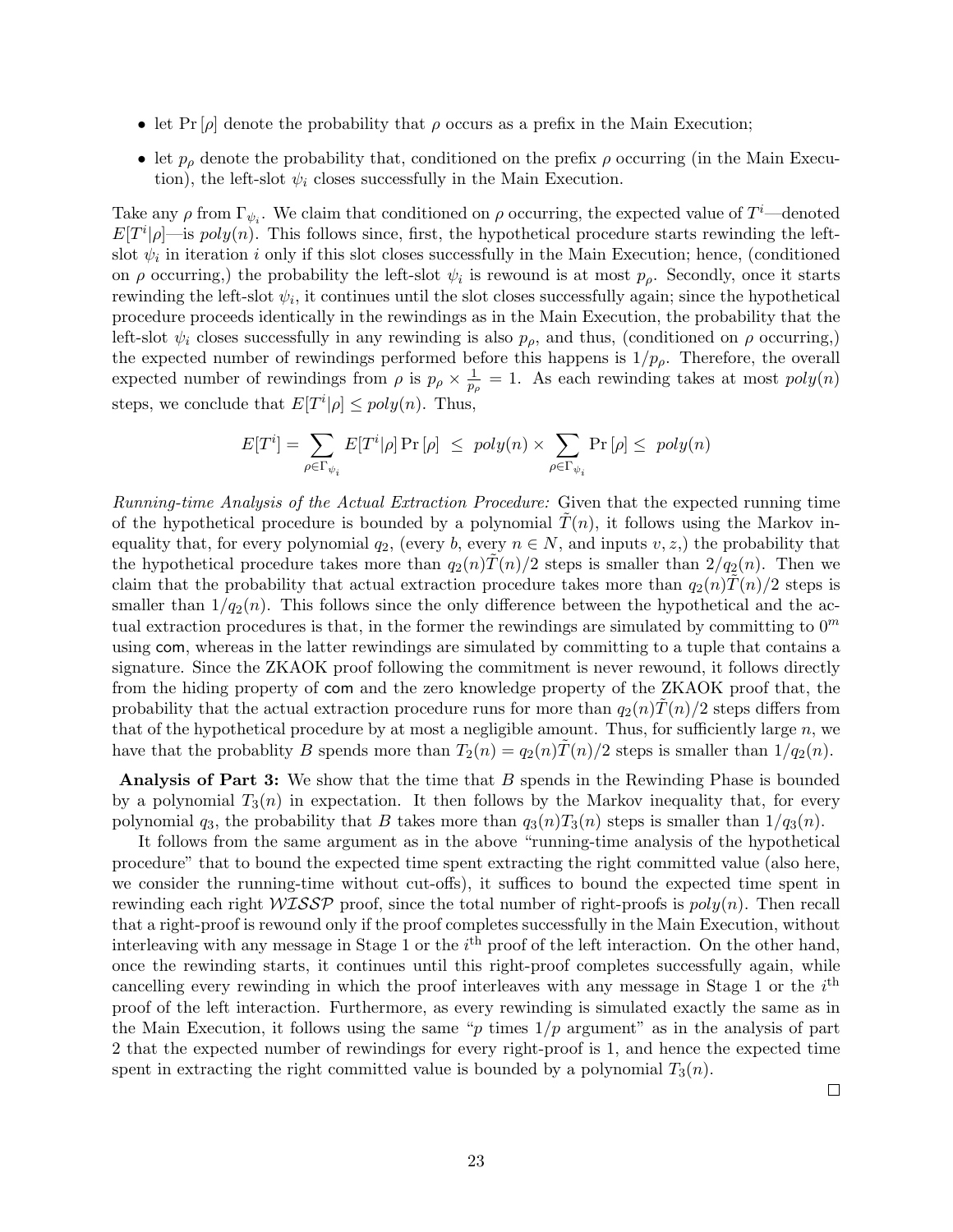- let $\Pr[\rho]$ denote the probability that $\rho$ occurs as a prefix in the Main Execution;
- let $p_\rho$ denote the probability that, conditioned on the prefix $\rho$ occurring (in the Main Execution), the left-slot $\psi_i$ closes successfully in the Main Execution.

Take any $\rho$ from $\Gamma_{\psi_i}$. We claim that conditioned on $\rho$ occurring, the expected value of $T^i$—denoted $E[T^i|\rho]$—is $poly(n)$. This follows since, first, the hypothetical procedure starts rewinding the left-slot $\psi_i$ in iteration $i$ only if this slot closes successfully in the Main Execution; hence, (conditioned on $\rho$ occurring,) the probability the left-slot $\psi_i$ is rewound is at most $p_\rho$. Secondly, once it starts rewinding the left-slot $\psi_i$, it continues until the slot closes successfully again; since the hypothetical procedure proceeds identically in the rewindings as in the Main Execution, the probability that the left-slot $\psi_i$ closes successfully in any rewinding is also $p_\rho$, and thus, (conditioned on $\rho$ occurring,) the expected number of rewindings performed before this happens is $1/p_\rho$. Therefore, the overall expected number of rewindings from $\rho$ is $p_\rho \times \frac{1}{p_\rho} = 1$. As each rewinding takes at most $poly(n)$ steps, we conclude that $E[T^i|\rho] \leq poly(n)$. Thus,

$$E[T^i] = \sum_{\rho \in \Gamma_{\psi_i}} E[T^i|\rho] \Pr[\rho] \ \leq \ poly(n) \times \sum_{\rho \in \Gamma_{\psi_i}} \Pr[\rho] \leq \ poly(n)$$

*Running-time Analysis of the Actual Extraction Procedure:* Given that the expected running time of the hypothetical procedure is bounded by a polynomial $\tilde{T}(n)$, it follows using the Markov inequality that, for every polynomial $q_2$, (every $b$, every $n \in N$, and inputs $v, z$,) the probability that the hypothetical procedure takes more than $q_2(n)\tilde{T}(n)/2$ steps is smaller than $2/q_2(n)$. Then we claim that the probability that actual extraction procedure takes more than $q_2(n)\tilde{T}(n)/2$ steps is smaller than $1/q_2(n)$. This follows since the only difference between the hypothetical and the actual extraction procedures is that, in the former the rewindings are simulated by committing to $0^m$ using com, whereas in the latter rewindings are simulated by committing to a tuple that contains a signature. Since the ZKAOK proof following the commitment is never rewound, it follows directly from the hiding property of com and the zero knowledge property of the ZKAOK proof that, the probability that the actual extraction procedure runs for more than $q_2(n)\tilde{T}(n)/2$ steps differs from that of the hypothetical procedure by at most a negligible amount. Thus, for sufficiently large $n$, we have that the probablity $B$ spends more than $T_2(n) = q_2(n)\tilde{T}(n)/2$ steps is smaller than $1/q_2(n)$.

**Analysis of Part 3:** We show that the time that $B$ spends in the Rewinding Phase is bounded by a polynomial $T_3(n)$ in expectation. It then follows by the Markov inequality that, for every polynomial $q_3$, the probability that $B$ takes more than $q_3(n)T_3(n)$ steps is smaller than $1/q_3(n)$.

It follows from the same argument as in the above "running-time analysis of the hypothetical procedure" that to bound the expected time spent extracting the right committed value (also here, we consider the running-time without cut-offs), it suffices to bound the expected time spent in rewinding each right $\mathcal{WISSP}$ proof, since the total number of right-proofs is $poly(n)$. Then recall that a right-proof is rewound only if the proof completes successfully in the Main Execution, without interleaving with any message in Stage 1 or the $i^{\text{th}}$ proof of the left interaction. On the other hand, once the rewinding starts, it continues until this right-proof completes successfully again, while cancelling every rewinding in which the proof interleaves with any message in Stage 1 or the $i^{\text{th}}$ proof of the left interaction. Furthermore, as every rewinding is simulated exactly the same as in the Main Execution, it follows using the same "$p$ times $1/p$ argument" as in the analysis of part 2 that the expected number of rewindings for every right-proof is 1, and hence the expected time spent in extracting the right committed value is bounded by a polynomial $T_3(n)$.

□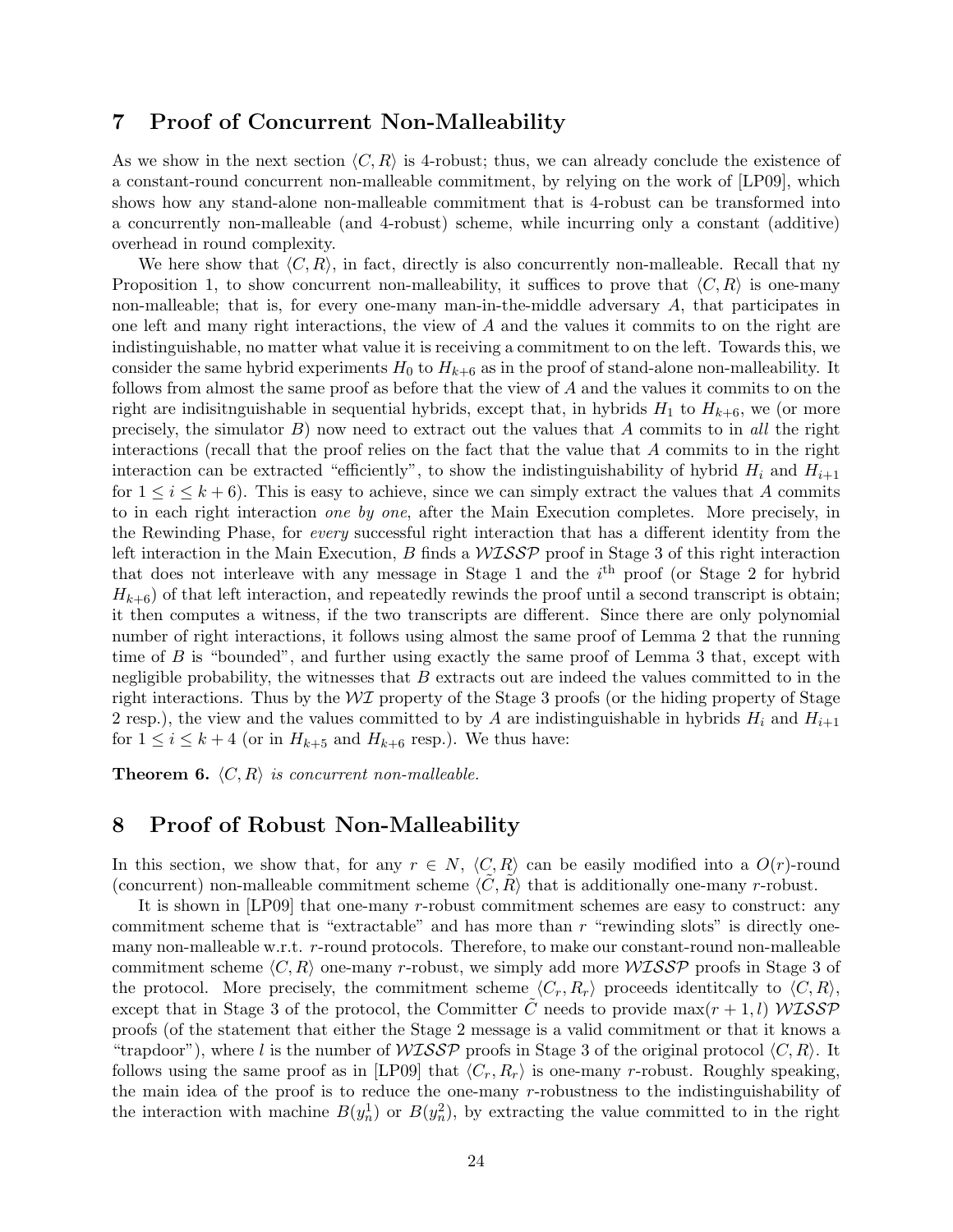# 7 Proof of Concurrent Non-Malleability

As we show in the next section $\langle C, R\rangle$ is 4-robust; thus, we can already conclude the existence of a constant-round concurrent non-malleable commitment, by relying on the work of [LP09], which shows how any stand-alone non-malleable commitment that is 4-robust can be transformed into a concurrently non-malleable (and 4-robust) scheme, while incurring only a constant (additive) overhead in round complexity.

We here show that $\langle C, R\rangle$, in fact, directly is also concurrently non-malleable. Recall that ny Proposition 1, to show concurrent non-malleability, it suffices to prove that $\langle C, R\rangle$ is one-many non-malleable; that is, for every one-many man-in-the-middle adversary $A$, that participates in one left and many right interactions, the view of $A$ and the values it commits to on the right are indistinguishable, no matter what value it is receiving a commitment to on the left. Towards this, we consider the same hybrid experiments $H_0$ to $H_{k+6}$ as in the proof of stand-alone non-malleability. It follows from almost the same proof as before that the view of $A$ and the values it commits to on the right are indisitnguishable in sequential hybrids, except that, in hybrids $H_1$ to $H_{k+6}$, we (or more precisely, the simulator $B$) now need to extract out the values that $A$ commits to in *all* the right interactions (recall that the proof relies on the fact that the value that $A$ commits to in the right interaction can be extracted "efficiently", to show the indistinguishability of hybrid $H_i$ and $H_{i+1}$ for $1 \leq i \leq k+6$). This is easy to achieve, since we can simply extract the values that $A$ commits to in each right interaction *one by one*, after the Main Execution completes. More precisely, in the Rewinding Phase, for *every* successful right interaction that has a different identity from the left interaction in the Main Execution, $B$ finds a $\mathcal{WISSP}$ proof in Stage 3 of this right interaction that does not interleave with any message in Stage 1 and the $i^{\text{th}}$ proof (or Stage 2 for hybrid $H_{k+6}$) of that left interaction, and repeatedly rewinds the proof until a second transcript is obtain; it then computes a witness, if the two transcripts are different. Since there are only polynomial number of right interactions, it follows using almost the same proof of Lemma 2 that the running time of $B$ is "bounded", and further using exactly the same proof of Lemma 3 that, except with negligible probability, the witnesses that $B$ extracts out are indeed the values committed to in the right interactions. Thus by the $\mathcal{WI}$ property of the Stage 3 proofs (or the hiding property of Stage 2 resp.), the view and the values committed to by $A$ are indistinguishable in hybrids $H_i$ and $H_{i+1}$ for $1 \leq i \leq k+4$ (or in $H_{k+5}$ and $H_{k+6}$ resp.). We thus have:

**Theorem 6.** *$\langle C, R\rangle$ is concurrent non-malleable.*

# 8 Proof of Robust Non-Malleability

In this section, we show that, for any $r \in N$, $\langle C, R\rangle$ can be easily modified into a $O(r)$-round (concurrent) non-malleable commitment scheme $\langle \tilde{C}, \tilde{R}\rangle$ that is additionally one-many $r$-robust.

It is shown in [LP09] that one-many $r$-robust commitment schemes are easy to construct: any commitment scheme that is "extractable" and has more than $r$ "rewinding slots" is directly one-many non-malleable w.r.t. $r$-round protocols. Therefore, to make our constant-round non-malleable commitment scheme $\langle C, R\rangle$ one-many $r$-robust, we simply add more $\mathcal{WISSP}$ proofs in Stage 3 of the protocol. More precisely, the commitment scheme $\langle C_r, R_r\rangle$ proceeds identitcally to $\langle C, R\rangle$, except that in Stage 3 of the protocol, the Committer $\tilde{C}$ needs to provide $\max(r+1, l)$ $\mathcal{WISSP}$ proofs (of the statement that either the Stage 2 message is a valid commitment or that it knows a "trapdoor"), where $l$ is the number of $\mathcal{WISSP}$ proofs in Stage 3 of the original protocol $\langle C, R\rangle$. It follows using the same proof as in [LP09] that $\langle C_r, R_r\rangle$ is one-many $r$-robust. Roughly speaking, the main idea of the proof is to reduce the one-many $r$-robustness to the indistinguishability of the interaction with machine $B(y_n^1)$ or $B(y_n^2)$, by extracting the value committed to in the right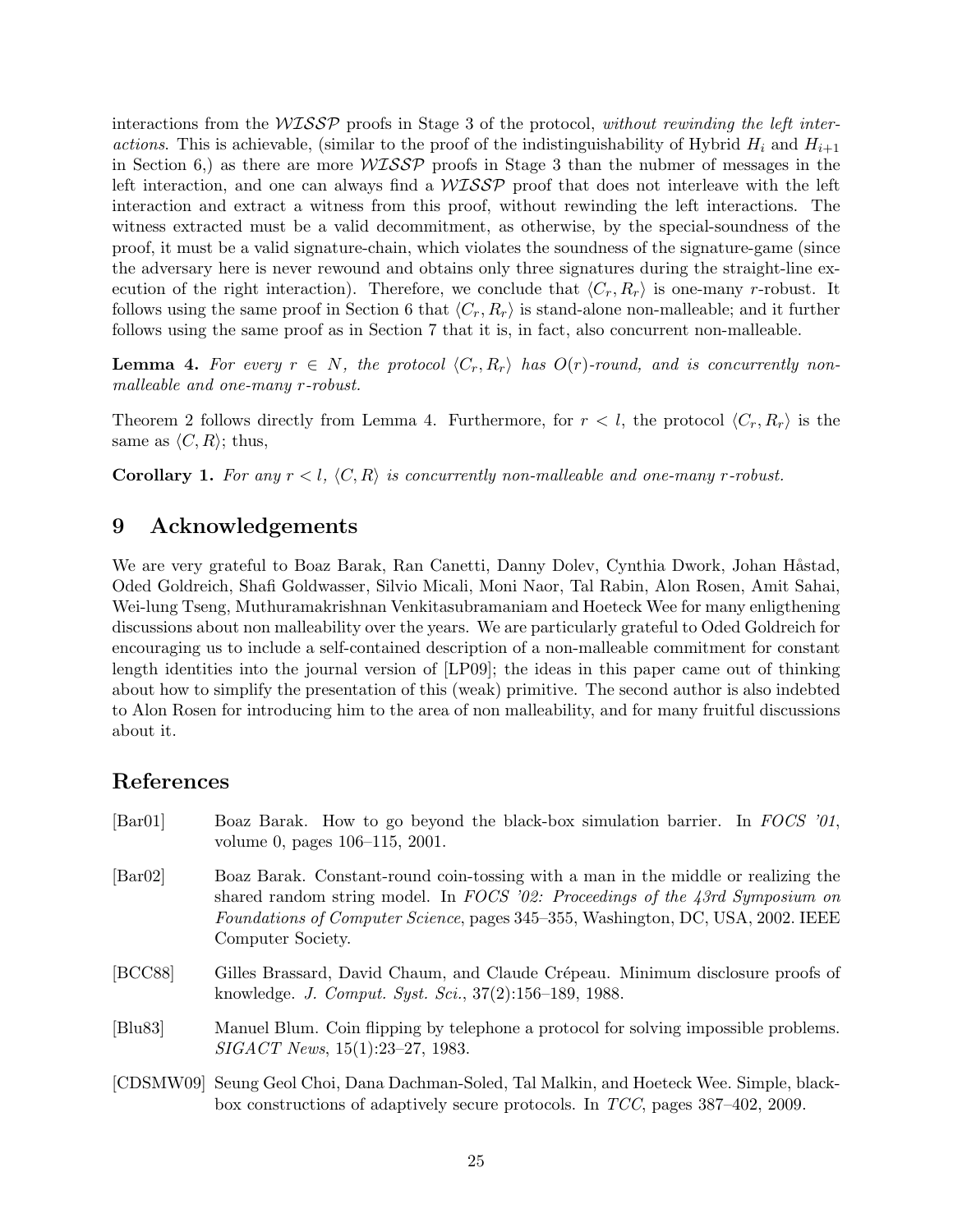interactions from the $\mathcal{WISSP}$ proofs in Stage 3 of the protocol, *without rewinding the left interactions*. This is achievable, (similar to the proof of the indistinguishability of Hybrid $H_i$ and $H_{i+1}$ in Section 6,) as there are more $\mathcal{WISSP}$ proofs in Stage 3 than the nubmer of messages in the left interaction, and one can always find a $\mathcal{WISSP}$ proof that does not interleave with the left interaction and extract a witness from this proof, without rewinding the left interactions. The witness extracted must be a valid decommitment, as otherwise, by the special-soundness of the proof, it must be a valid signature-chain, which violates the soundness of the signature-game (since the adversary here is never rewound and obtains only three signatures during the straight-line execution of the right interaction). Therefore, we conclude that $\langle C_r, R_r \rangle$ is one-many $r$-robust. It follows using the same proof in Section 6 that $\langle C_r, R_r \rangle$ is stand-alone non-malleable; and it further follows using the same proof as in Section 7 that it is, in fact, also concurrent non-malleable.

**Lemma 4.** *For every $r \in N$, the protocol $\langle C_r, R_r \rangle$ has $O(r)$-round, and is concurrently non-malleable and one-many $r$-robust.*

Theorem 2 follows directly from Lemma 4. Furthermore, for $r < l$, the protocol $\langle C_r, R_r \rangle$ is the same as $\langle C, R \rangle$; thus,

**Corollary 1.** *For any $r < l$, $\langle C, R \rangle$ is concurrently non-malleable and one-many $r$-robust.*

# 9 Acknowledgements

We are very grateful to Boaz Barak, Ran Canetti, Danny Dolev, Cynthia Dwork, Johan Håstad, Oded Goldreich, Shafi Goldwasser, Silvio Micali, Moni Naor, Tal Rabin, Alon Rosen, Amit Sahai, Wei-lung Tseng, Muthuramakrishnan Venkitasubramaniam and Hoeteck Wee for many enligthening discussions about non malleability over the years. We are particularly grateful to Oded Goldreich for encouraging us to include a self-contained description of a non-malleable commitment for constant length identities into the journal version of [LP09]; the ideas in this paper came out of thinking about how to simplify the presentation of this (weak) primitive. The second author is also indebted to Alon Rosen for introducing him to the area of non malleability, and for many fruitful discussions about it.

# References

[Bar01] Boaz Barak. How to go beyond the black-box simulation barrier. In *FOCS '01*, volume 0, pages 106–115, 2001.

[Bar02] Boaz Barak. Constant-round coin-tossing with a man in the middle or realizing the shared random string model. In *FOCS '02: Proceedings of the 43rd Symposium on Foundations of Computer Science*, pages 345–355, Washington, DC, USA, 2002. IEEE Computer Society.

[BCC88] Gilles Brassard, David Chaum, and Claude Crépeau. Minimum disclosure proofs of knowledge. *J. Comput. Syst. Sci.*, 37(2):156–189, 1988.

[Blu83] Manuel Blum. Coin flipping by telephone a protocol for solving impossible problems. *SIGACT News*, 15(1):23–27, 1983.

[CDSMW09] Seung Geol Choi, Dana Dachman-Soled, Tal Malkin, and Hoeteck Wee. Simple, black-box constructions of adaptively secure protocols. In *TCC*, pages 387–402, 2009.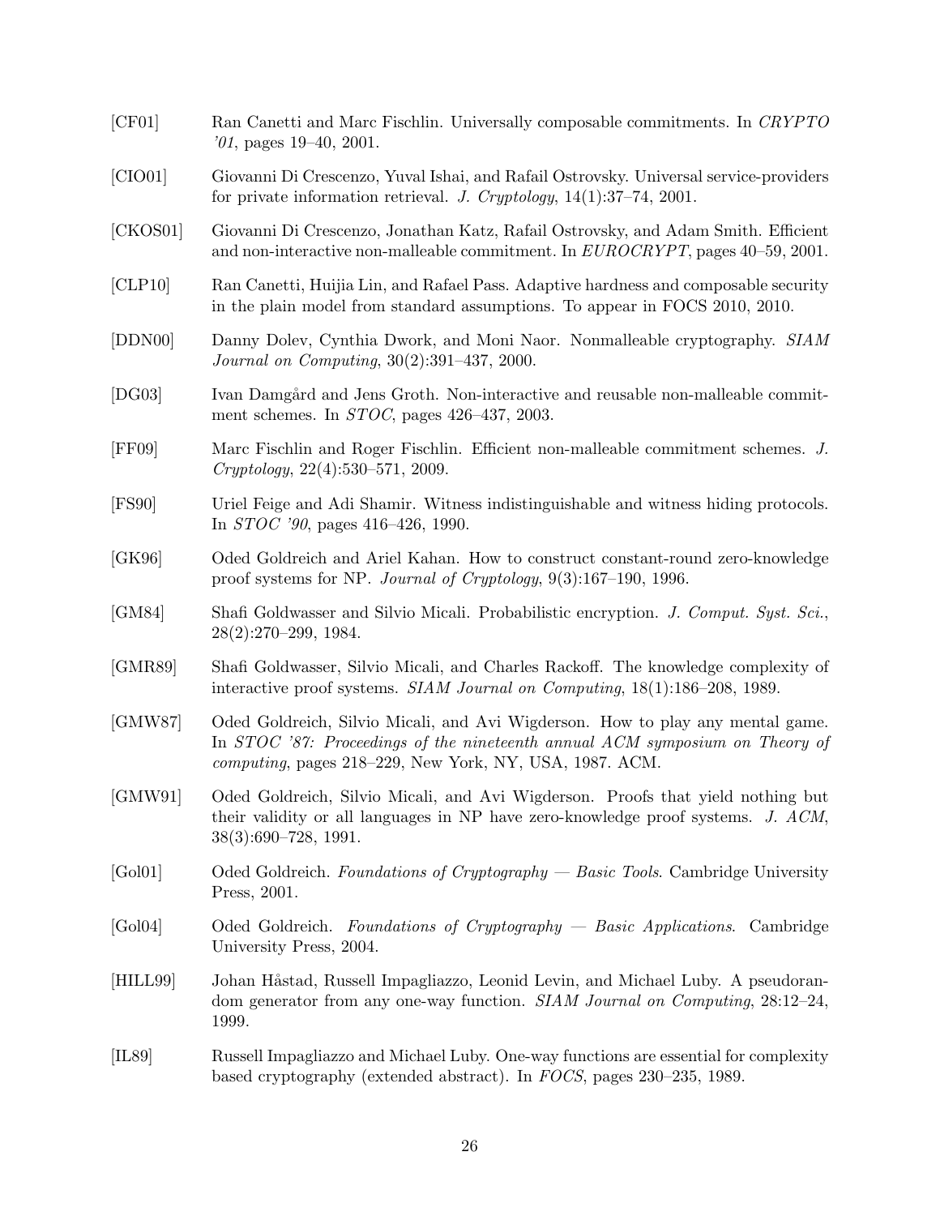[CF01] Ran Canetti and Marc Fischlin. Universally composable commitments. In *CRYPTO '01*, pages 19–40, 2001.

[CIO01] Giovanni Di Crescenzo, Yuval Ishai, and Rafail Ostrovsky. Universal service-providers for private information retrieval. *J. Cryptology*, 14(1):37–74, 2001.

[CKOS01] Giovanni Di Crescenzo, Jonathan Katz, Rafail Ostrovsky, and Adam Smith. Efficient and non-interactive non-malleable commitment. In *EUROCRYPT*, pages 40–59, 2001.

[CLP10] Ran Canetti, Huijia Lin, and Rafael Pass. Adaptive hardness and composable security in the plain model from standard assumptions. To appear in FOCS 2010, 2010.

[DDN00] Danny Dolev, Cynthia Dwork, and Moni Naor. Nonmalleable cryptography. *SIAM Journal on Computing*, 30(2):391–437, 2000.

[DG03] Ivan Damgård and Jens Groth. Non-interactive and reusable non-malleable commitment schemes. In *STOC*, pages 426–437, 2003.

[FF09] Marc Fischlin and Roger Fischlin. Efficient non-malleable commitment schemes. *J. Cryptology*, 22(4):530–571, 2009.

[FS90] Uriel Feige and Adi Shamir. Witness indistinguishable and witness hiding protocols. In *STOC '90*, pages 416–426, 1990.

[GK96] Oded Goldreich and Ariel Kahan. How to construct constant-round zero-knowledge proof systems for NP. *Journal of Cryptology*, 9(3):167–190, 1996.

[GM84] Shafi Goldwasser and Silvio Micali. Probabilistic encryption. *J. Comput. Syst. Sci.*, 28(2):270–299, 1984.

[GMR89] Shafi Goldwasser, Silvio Micali, and Charles Rackoff. The knowledge complexity of interactive proof systems. *SIAM Journal on Computing*, 18(1):186–208, 1989.

[GMW87] Oded Goldreich, Silvio Micali, and Avi Wigderson. How to play any mental game. In *STOC '87: Proceedings of the nineteenth annual ACM symposium on Theory of computing*, pages 218–229, New York, NY, USA, 1987. ACM.

[GMW91] Oded Goldreich, Silvio Micali, and Avi Wigderson. Proofs that yield nothing but their validity or all languages in NP have zero-knowledge proof systems. *J. ACM*, 38(3):690–728, 1991.

[Gol01] Oded Goldreich. *Foundations of Cryptography — Basic Tools*. Cambridge University Press, 2001.

[Gol04] Oded Goldreich. *Foundations of Cryptography — Basic Applications*. Cambridge University Press, 2004.

[HILL99] Johan Håstad, Russell Impagliazzo, Leonid Levin, and Michael Luby. A pseudorandom generator from any one-way function. *SIAM Journal on Computing*, 28:12–24, 1999.

[IL89] Russell Impagliazzo and Michael Luby. One-way functions are essential for complexity based cryptography (extended abstract). In *FOCS*, pages 230–235, 1989.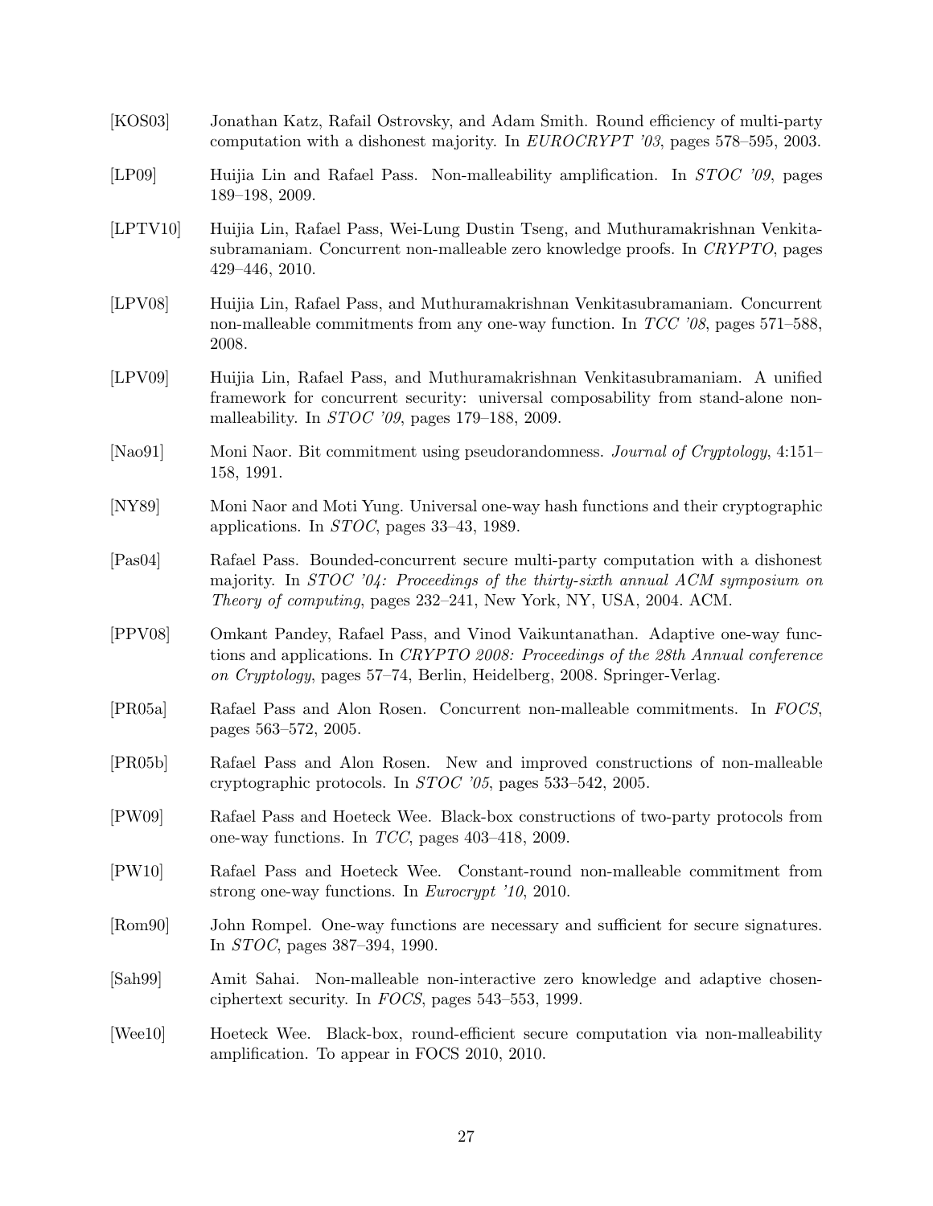[KOS03] Jonathan Katz, Rafail Ostrovsky, and Adam Smith. Round efficiency of multi-party computation with a dishonest majority. In *EUROCRYPT '03*, pages 578–595, 2003.

[LP09] Huijia Lin and Rafael Pass. Non-malleability amplification. In *STOC '09*, pages 189–198, 2009.

[LPTV10] Huijia Lin, Rafael Pass, Wei-Lung Dustin Tseng, and Muthuramakrishnan Venkitasubramaniam. Concurrent non-malleable zero knowledge proofs. In *CRYPTO*, pages 429–446, 2010.

[LPV08] Huijia Lin, Rafael Pass, and Muthuramakrishnan Venkitasubramaniam. Concurrent non-malleable commitments from any one-way function. In *TCC '08*, pages 571–588, 2008.

[LPV09] Huijia Lin, Rafael Pass, and Muthuramakrishnan Venkitasubramaniam. A unified framework for concurrent security: universal composability from stand-alone non-malleability. In *STOC '09*, pages 179–188, 2009.

[Nao91] Moni Naor. Bit commitment using pseudorandomness. *Journal of Cryptology*, 4:151–158, 1991.

[NY89] Moni Naor and Moti Yung. Universal one-way hash functions and their cryptographic applications. In *STOC*, pages 33–43, 1989.

[Pas04] Rafael Pass. Bounded-concurrent secure multi-party computation with a dishonest majority. In *STOC '04: Proceedings of the thirty-sixth annual ACM symposium on Theory of computing*, pages 232–241, New York, NY, USA, 2004. ACM.

[PPV08] Omkant Pandey, Rafael Pass, and Vinod Vaikuntanathan. Adaptive one-way functions and applications. In *CRYPTO 2008: Proceedings of the 28th Annual conference on Cryptology*, pages 57–74, Berlin, Heidelberg, 2008. Springer-Verlag.

[PR05a] Rafael Pass and Alon Rosen. Concurrent non-malleable commitments. In *FOCS*, pages 563–572, 2005.

[PR05b] Rafael Pass and Alon Rosen. New and improved constructions of non-malleable cryptographic protocols. In *STOC '05*, pages 533–542, 2005.

[PW09] Rafael Pass and Hoeteck Wee. Black-box constructions of two-party protocols from one-way functions. In *TCC*, pages 403–418, 2009.

[PW10] Rafael Pass and Hoeteck Wee. Constant-round non-malleable commitment from strong one-way functions. In *Eurocrypt '10*, 2010.

[Rom90] John Rompel. One-way functions are necessary and sufficient for secure signatures. In *STOC*, pages 387–394, 1990.

[Sah99] Amit Sahai. Non-malleable non-interactive zero knowledge and adaptive chosen-ciphertext security. In *FOCS*, pages 543–553, 1999.

[Wee10] Hoeteck Wee. Black-box, round-efficient secure computation via non-malleability amplification. To appear in FOCS 2010, 2010.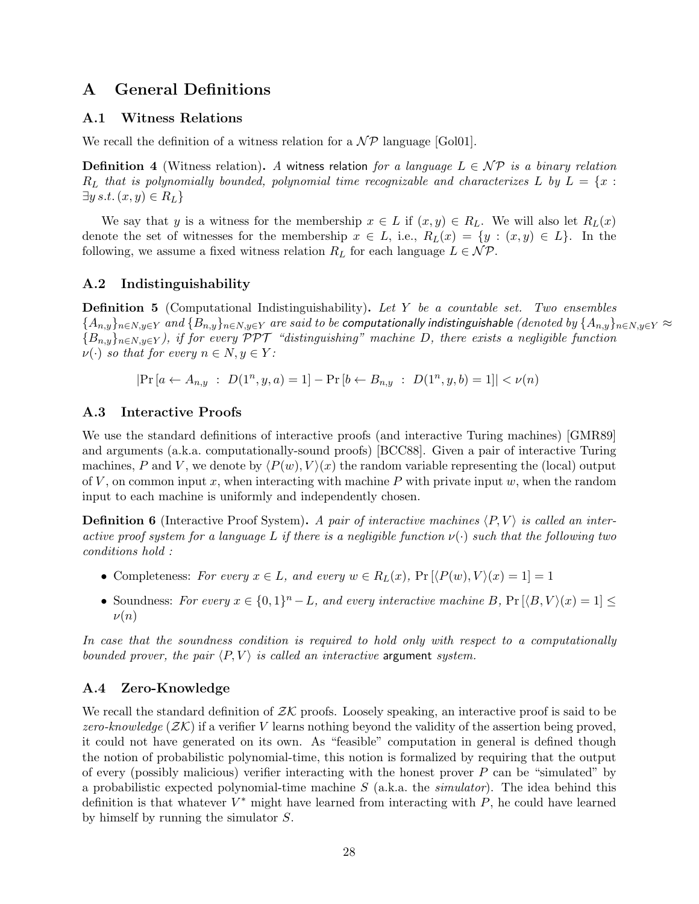# A General Definitions

## A.1 Witness Relations

We recall the definition of a witness relation for a $\mathcal{NP}$ language [Gol01].

**Definition 4** (Witness relation). *A* witness relation *for a language $L \in \mathcal{NP}$ is a binary relation $R_L$ that is polynomially bounded, polynomial time recognizable and characterizes $L$ by $L = \{x : \exists y \, s.t. \, (x, y) \in R_L\}$*

We say that $y$ is a witness for the membership $x \in L$ if $(x, y) \in R_L$. We will also let $R_L(x)$ denote the set of witnesses for the membership $x \in L$, i.e., $R_L(x) = \{y : (x, y) \in L\}$. In the following, we assume a fixed witness relation $R_L$ for each language $L \in \mathcal{NP}$.

## A.2 Indistinguishability

**Definition 5** (Computational Indistinguishability). *Let $Y$ be a countable set. Two ensembles $\{A_{n,y}\}_{n \in N, y \in Y}$ and $\{B_{n,y}\}_{n \in N, y \in Y}$ are said to be* computationally indistinguishable *(denoted by $\{A_{n,y}\}_{n \in N, y \in Y} \approx \{B_{n,y}\}_{n \in N, y \in Y}$), if for every $\mathcal{PPT}$ "distinguishing" machine $D$, there exists a negligible function $\nu(\cdot)$ so that for every $n \in N, y \in Y$:*

$$|\Pr[a \leftarrow A_{n,y} \; : \; D(1^n, y, a) = 1] - \Pr[b \leftarrow B_{n,y} \; : \; D(1^n, y, b) = 1]| < \nu(n)$$

## A.3 Interactive Proofs

We use the standard definitions of interactive proofs (and interactive Turing machines) [GMR89] and arguments (a.k.a. computationally-sound proofs) [BCC88]. Given a pair of interactive Turing machines, $P$ and $V$, we denote by $\langle P(w), V \rangle(x)$ the random variable representing the (local) output of $V$, on common input $x$, when interacting with machine $P$ with private input $w$, when the random input to each machine is uniformly and independently chosen.

**Definition 6** (Interactive Proof System). *A pair of interactive machines $\langle P, V \rangle$ is called an interactive proof system for a language $L$ if there is a negligible function $\nu(\cdot)$ such that the following two conditions hold :*

- Completeness: *For every $x \in L$, and every $w \in R_L(x)$, $\Pr[\langle P(w), V \rangle(x) = 1] = 1$*
- Soundness: *For every $x \in \{0,1\}^n - L$, and every interactive machine $B$, $\Pr[\langle B, V \rangle(x) = 1] \leq \nu(n)$*

*In case that the soundness condition is required to hold only with respect to a computationally bounded prover, the pair $\langle P, V \rangle$ is called an interactive* argument *system.*

## A.4 Zero-Knowledge

We recall the standard definition of $\mathcal{ZK}$ proofs. Loosely speaking, an interactive proof is said to be *zero-knowledge* ($\mathcal{ZK}$) if a verifier $V$ learns nothing beyond the validity of the assertion being proved, it could not have generated on its own. As "feasible" computation in general is defined though the notion of probabilistic polynomial-time, this notion is formalized by requiring that the output of every (possibly malicious) verifier interacting with the honest prover $P$ can be "simulated" by a probabilistic expected polynomial-time machine $S$ (a.k.a. the *simulator*). The idea behind this definition is that whatever $V^*$ might have learned from interacting with $P$, he could have learned by himself by running the simulator $S$.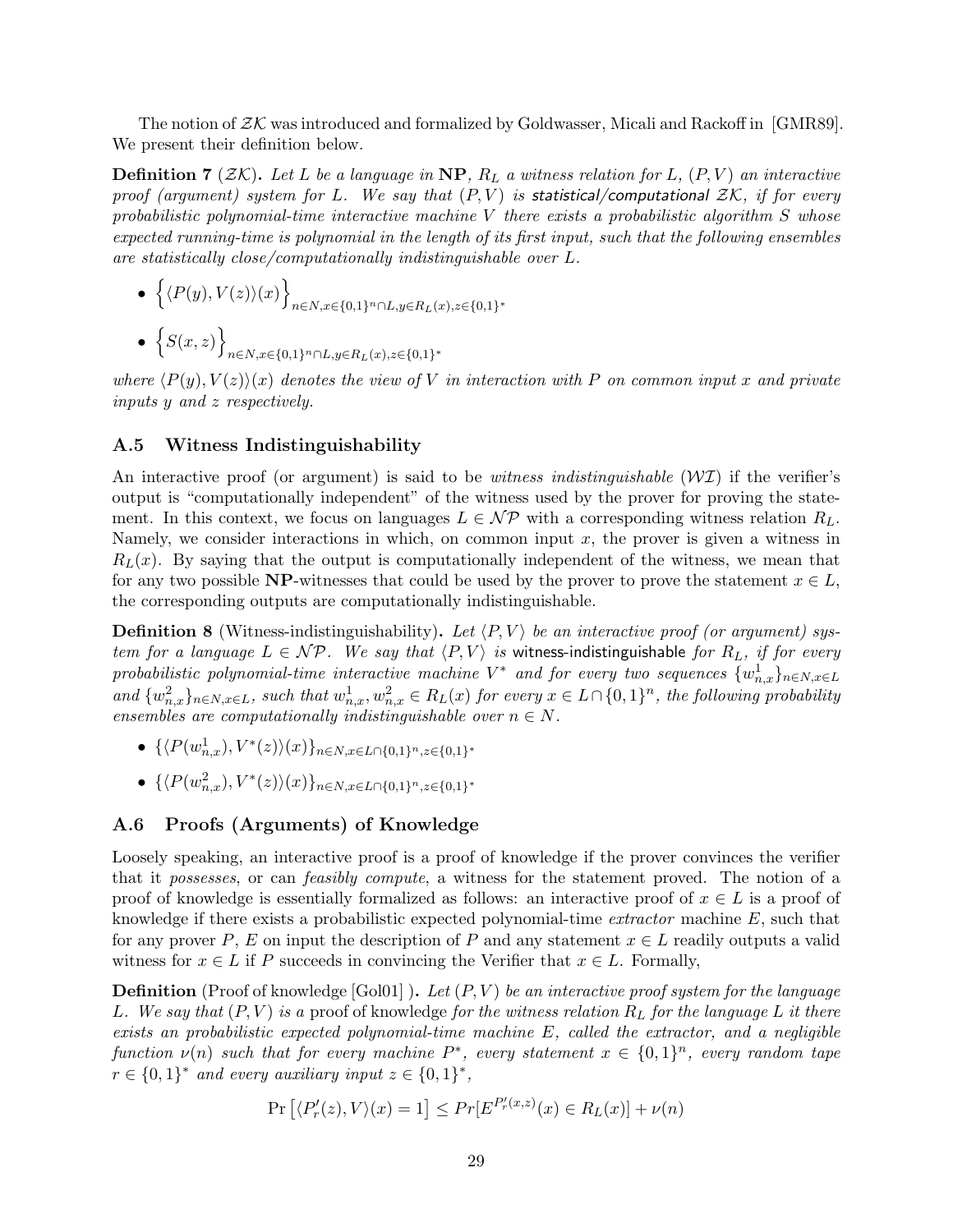The notion of $\mathcal{ZK}$ was introduced and formalized by Goldwasser, Micali and Rackoff in [GMR89]. We present their definition below.

**Definition 7** ($\mathcal{ZK}$). *Let $L$ be a language in* **NP***, $R_L$ a witness relation for $L$, $(P, V)$ an interactive proof (argument) system for $L$. We say that $(P, V)$ is* statistical/computational *$\mathcal{ZK}$, if for every probabilistic polynomial-time interactive machine $V$ there exists a probabilistic algorithm $S$ whose expected running-time is polynomial in the length of its first input, such that the following ensembles are statistically close/computationally indistinguishable over $L$.*

- $\Big\{\langle P(y), V(z)\rangle(x)\Big\}_{n\in N, x\in\{0,1\}^n\cap L, y\in R_L(x), z\in\{0,1\}^*}$
- $\Big\{S(x, z)\Big\}_{n\in N, x\in\{0,1\}^n\cap L, y\in R_L(x), z\in\{0,1\}^*}$

*where $\langle P(y), V(z)\rangle(x)$ denotes the view of $V$ in interaction with $P$ on common input $x$ and private inputs $y$ and $z$ respectively.*

## A.5 Witness Indistinguishability

An interactive proof (or argument) is said to be *witness indistinguishable* ($\mathcal{WI}$) if the verifier's output is "computationally independent" of the witness used by the prover for proving the statement. In this context, we focus on languages $L \in \mathcal{NP}$ with a corresponding witness relation $R_L$. Namely, we consider interactions in which, on common input $x$, the prover is given a witness in $R_L(x)$. By saying that the output is computationally independent of the witness, we mean that for any two possible **NP**-witnesses that could be used by the prover to prove the statement $x \in L$, the corresponding outputs are computationally indistinguishable.

**Definition 8** (Witness-indistinguishability)**.** *Let $\langle P, V\rangle$ be an interactive proof (or argument) system for a language $L \in \mathcal{NP}$. We say that $\langle P, V\rangle$ is* witness-indistinguishable *for $R_L$, if for every probabilistic polynomial-time interactive machine $V^*$ and for every two sequences $\{w^1_{n,x}\}_{n\in N, x\in L}$ and $\{w^2_{n,x}\}_{n\in N, x\in L}$, such that $w^1_{n,x}, w^2_{n,x} \in R_L(x)$ for every $x \in L\cap\{0,1\}^n$, the following probability ensembles are computationally indistinguishable over $n \in N$.*

- $\{\langle P(w^1_{n,x}), V^*(z)\rangle(x)\}_{n\in N, x\in L\cap\{0,1\}^n, z\in\{0,1\}^*}$
- $\{\langle P(w^2_{n,x}), V^*(z)\rangle(x)\}_{n\in N, x\in L\cap\{0,1\}^n, z\in\{0,1\}^*}$

## A.6 Proofs (Arguments) of Knowledge

Loosely speaking, an interactive proof is a proof of knowledge if the prover convinces the verifier that it *possesses*, or can *feasibly compute*, a witness for the statement proved. The notion of a proof of knowledge is essentially formalized as follows: an interactive proof of $x \in L$ is a proof of knowledge if there exists a probabilistic expected polynomial-time *extractor* machine $E$, such that for any prover $P$, $E$ on input the description of $P$ and any statement $x \in L$ readily outputs a valid witness for $x \in L$ if $P$ succeeds in convincing the Verifier that $x \in L$. Formally,

**Definition** (Proof of knowledge [Gol01] )**.** *Let $(P, V)$ be an interactive proof system for the language $L$. We say that $(P, V)$ is a* proof of knowledge *for the witness relation $R_L$ for the language $L$ it there exists an probabilistic expected polynomial-time machine $E$, called the extractor, and a negligible function $\nu(n)$ such that for every machine $P^*$, every statement $x \in \{0,1\}^n$, every random tape $r \in \{0,1\}^*$ and every auxiliary input $z \in \{0,1\}^*$,*

$$\Pr\left[\langle P'_r(z), V\rangle(x) = 1\right] \leq Pr[E^{P'_r(x,z)}(x) \in R_L(x)] + \nu(n)$$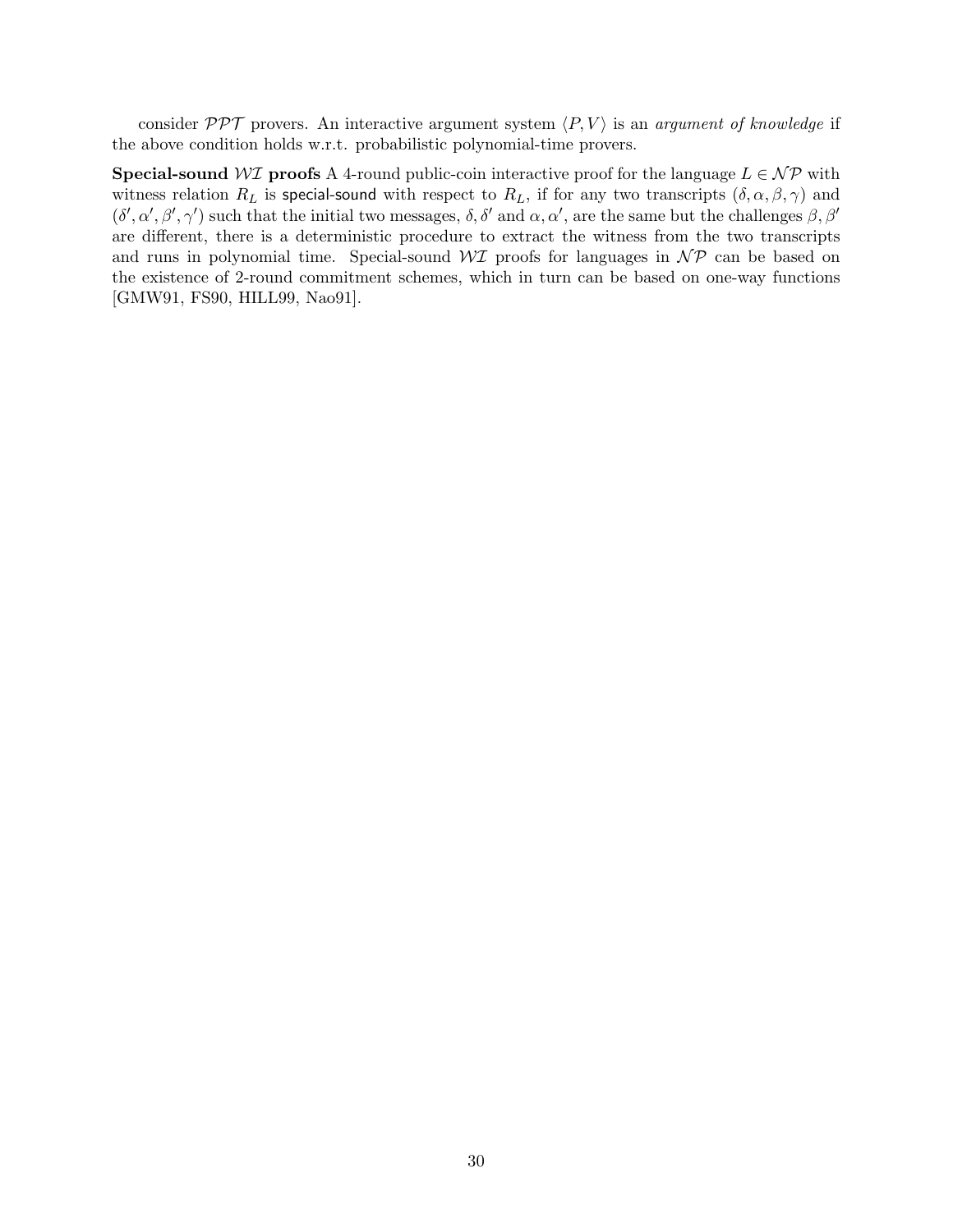consider $\mathcal{PPT}$ provers. An interactive argument system $\langle P, V \rangle$ is an *argument of knowledge* if the above condition holds w.r.t. probabilistic polynomial-time provers.

**Special-sound $\mathcal{WI}$ proofs** A 4-round public-coin interactive proof for the language $L \in \mathcal{NP}$ with witness relation $R_L$ is special-sound with respect to $R_L$, if for any two transcripts $(\delta, \alpha, \beta, \gamma)$ and $(\delta', \alpha', \beta', \gamma')$ such that the initial two messages, $\delta, \delta'$ and $\alpha, \alpha'$, are the same but the challenges $\beta, \beta'$ are different, there is a deterministic procedure to extract the witness from the two transcripts and runs in polynomial time. Special-sound $\mathcal{WI}$ proofs for languages in $\mathcal{NP}$ can be based on the existence of 2-round commitment schemes, which in turn can be based on one-way functions [GMW91, FS90, HILL99, Nao91].